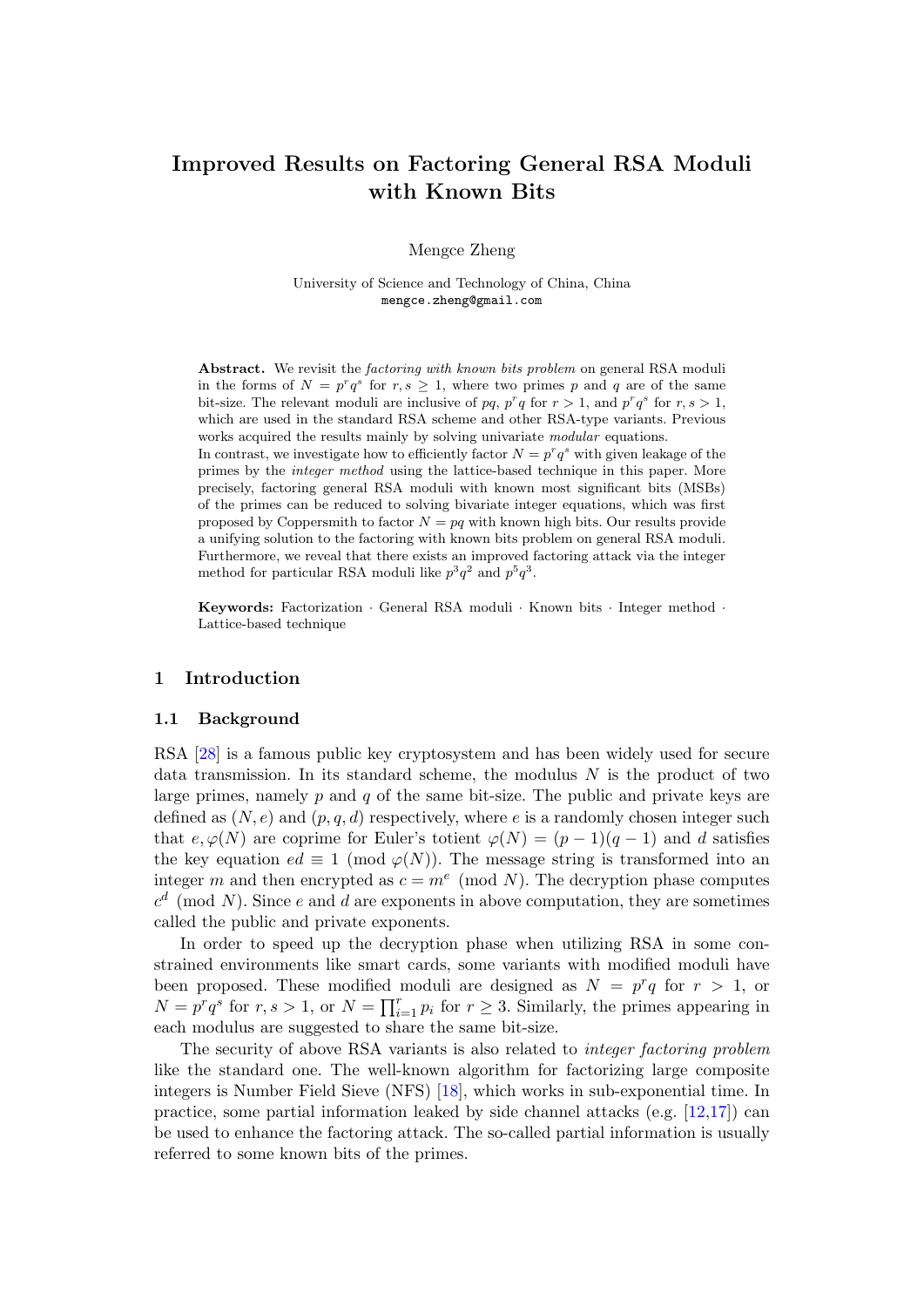# Improved Results on Factoring General RSA Moduli with Known Bits

Mengce Zheng

University of Science and Technology of China, China
mengce.zheng@gmail.com

**Abstract.** We revisit the *factoring with known bits problem* on general RSA moduli in the forms of $N = p^r q^s$ for $r, s \geq 1$, where two primes $p$ and $q$ are of the same bit-size. The relevant moduli are inclusive of $pq$, $p^r q$ for $r > 1$, and $p^r q^s$ for $r, s > 1$, which are used in the standard RSA scheme and other RSA-type variants. Previous works acquired the results mainly by solving univariate *modular* equations.
In contrast, we investigate how to efficiently factor $N = p^r q^s$ with given leakage of the primes by the *integer method* using the lattice-based technique in this paper. More precisely, factoring general RSA moduli with known most significant bits (MSBs) of the primes can be reduced to solving bivariate integer equations, which was first proposed by Coppersmith to factor $N = pq$ with known high bits. Our results provide a unifying solution to the factoring with known bits problem on general RSA moduli. Furthermore, we reveal that there exists an improved factoring attack via the integer method for particular RSA moduli like $p^3 q^2$ and $p^5 q^3$.

**Keywords:** Factorization · General RSA moduli · Known bits · Integer method · Lattice-based technique

## 1 Introduction

### 1.1 Background

RSA [28] is a famous public key cryptosystem and has been widely used for secure data transmission. In its standard scheme, the modulus $N$ is the product of two large primes, namely $p$ and $q$ of the same bit-size. The public and private keys are defined as $(N, e)$ and $(p, q, d)$ respectively, where $e$ is a randomly chosen integer such that $e, \varphi(N)$ are coprime for Euler's totient $\varphi(N) = (p-1)(q-1)$ and $d$ satisfies the key equation $ed \equiv 1 \pmod{\varphi(N)}$. The message string is transformed into an integer $m$ and then encrypted as $c = m^e \pmod{N}$. The decryption phase computes $c^d \pmod{N}$. Since $e$ and $d$ are exponents in above computation, they are sometimes called the public and private exponents.

In order to speed up the decryption phase when utilizing RSA in some constrained environments like smart cards, some variants with modified moduli have been proposed. These modified moduli are designed as $N = p^r q$ for $r > 1$, or $N = p^r q^s$ for $r, s > 1$, or $N = \prod_{i=1}^{r} p_i$ for $r \geq 3$. Similarly, the primes appearing in each modulus are suggested to share the same bit-size.

The security of above RSA variants is also related to *integer factoring problem* like the standard one. The well-known algorithm for factorizing large composite integers is Number Field Sieve (NFS) [18], which works in sub-exponential time. In practice, some partial information leaked by side channel attacks (e.g. [12,17]) can be used to enhance the factoring attack. The so-called partial information is usually referred to some known bits of the primes.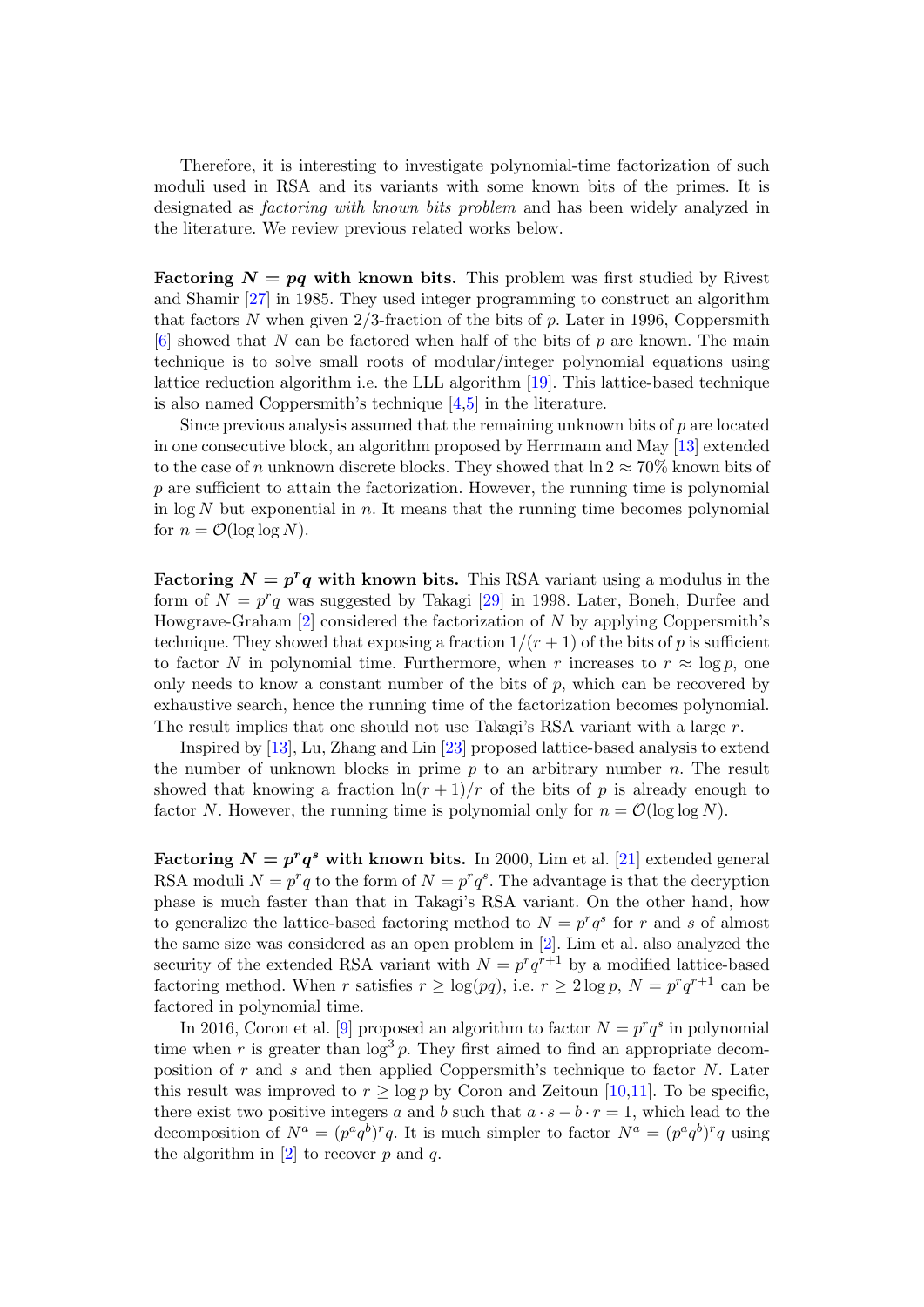Therefore, it is interesting to investigate polynomial-time factorization of such moduli used in RSA and its variants with some known bits of the primes. It is designated as *factoring with known bits problem* and has been widely analyzed in the literature. We review previous related works below.

**Factoring $N = pq$ with known bits.** This problem was first studied by Rivest and Shamir [27] in 1985. They used integer programming to construct an algorithm that factors $N$ when given 2/3-fraction of the bits of $p$. Later in 1996, Coppersmith [6] showed that $N$ can be factored when half of the bits of $p$ are known. The main technique is to solve small roots of modular/integer polynomial equations using lattice reduction algorithm i.e. the LLL algorithm [19]. This lattice-based technique is also named Coppersmith's technique [4,5] in the literature.

Since previous analysis assumed that the remaining unknown bits of $p$ are located in one consecutive block, an algorithm proposed by Herrmann and May [13] extended to the case of $n$ unknown discrete blocks. They showed that $\ln 2 \approx 70\%$ known bits of $p$ are sufficient to attain the factorization. However, the running time is polynomial in $\log N$ but exponential in $n$. It means that the running time becomes polynomial for $n = \mathcal{O}(\log \log N)$.

**Factoring $N = p^r q$ with known bits.** This RSA variant using a modulus in the form of $N = p^r q$ was suggested by Takagi [29] in 1998. Later, Boneh, Durfee and Howgrave-Graham [2] considered the factorization of $N$ by applying Coppersmith's technique. They showed that exposing a fraction $1/(r+1)$ of the bits of $p$ is sufficient to factor $N$ in polynomial time. Furthermore, when $r$ increases to $r \approx \log p$, one only needs to know a constant number of the bits of $p$, which can be recovered by exhaustive search, hence the running time of the factorization becomes polynomial. The result implies that one should not use Takagi's RSA variant with a large $r$.

Inspired by [13], Lu, Zhang and Lin [23] proposed lattice-based analysis to extend the number of unknown blocks in prime $p$ to an arbitrary number $n$. The result showed that knowing a fraction $\ln(r+1)/r$ of the bits of $p$ is already enough to factor $N$. However, the running time is polynomial only for $n = \mathcal{O}(\log \log N)$.

**Factoring $N = p^r q^s$ with known bits.** In 2000, Lim et al. [21] extended general RSA moduli $N = p^r q$ to the form of $N = p^r q^s$. The advantage is that the decryption phase is much faster than that in Takagi's RSA variant. On the other hand, how to generalize the lattice-based factoring method to $N = p^r q^s$ for $r$ and $s$ of almost the same size was considered as an open problem in [2]. Lim et al. also analyzed the security of the extended RSA variant with $N = p^r q^{r+1}$ by a modified lattice-based factoring method. When $r$ satisfies $r \geq \log(pq)$, i.e. $r \geq 2 \log p$, $N = p^r q^{r+1}$ can be factored in polynomial time.

In 2016, Coron et al. [9] proposed an algorithm to factor $N = p^r q^s$ in polynomial time when $r$ is greater than $\log^3 p$. They first aimed to find an appropriate decomposition of $r$ and $s$ and then applied Coppersmith's technique to factor $N$. Later this result was improved to $r \geq \log p$ by Coron and Zeitoun [10,11]. To be specific, there exist two positive integers $a$ and $b$ such that $a \cdot s - b \cdot r = 1$, which lead to the decomposition of $N^a = (p^a q^b)^r q$. It is much simpler to factor $N^a = (p^a q^b)^r q$ using the algorithm in [2] to recover $p$ and $q$.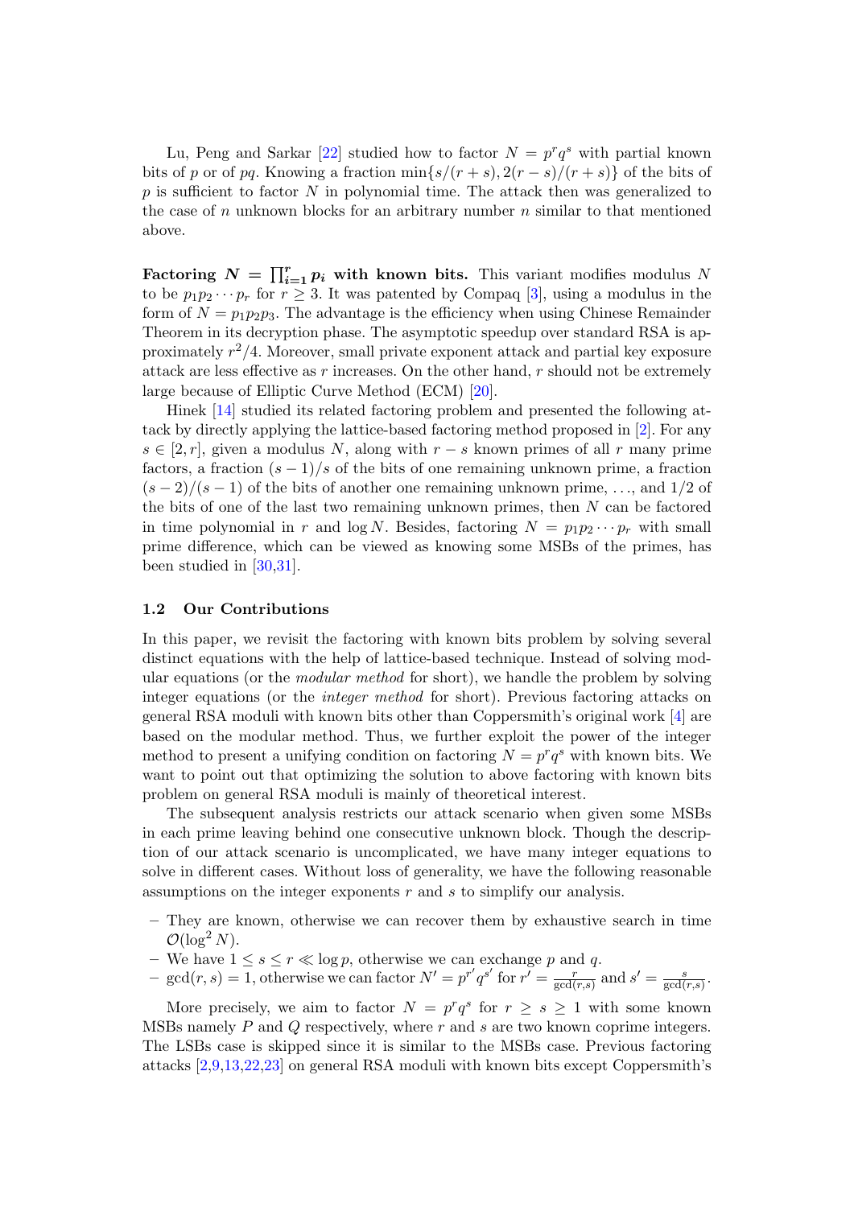Lu, Peng and Sarkar [22] studied how to factor $N = p^r q^s$ with partial known bits of $p$ or of $pq$. Knowing a fraction $\min\{s/(r+s), 2(r-s)/(r+s)\}$ of the bits of $p$ is sufficient to factor $N$ in polynomial time. The attack then was generalized to the case of $n$ unknown blocks for an arbitrary number $n$ similar to that mentioned above.

**Factoring $N = \prod_{i=1}^{r} p_i$ with known bits.** This variant modifies modulus $N$ to be $p_1 p_2 \cdots p_r$ for $r \geq 3$. It was patented by Compaq [3], using a modulus in the form of $N = p_1 p_2 p_3$. The advantage is the efficiency when using Chinese Remainder Theorem in its decryption phase. The asymptotic speedup over standard RSA is approximately $r^2/4$. Moreover, small private exponent attack and partial key exposure attack are less effective as $r$ increases. On the other hand, $r$ should not be extremely large because of Elliptic Curve Method (ECM) [20].

Hinek [14] studied its related factoring problem and presented the following attack by directly applying the lattice-based factoring method proposed in [2]. For any $s \in [2, r]$, given a modulus $N$, along with $r - s$ known primes of all $r$ many prime factors, a fraction $(s-1)/s$ of the bits of one remaining unknown prime, a fraction $(s-2)/(s-1)$ of the bits of another one remaining unknown prime, ..., and $1/2$ of the bits of one of the last two remaining unknown primes, then $N$ can be factored in time polynomial in $r$ and $\log N$. Besides, factoring $N = p_1 p_2 \cdots p_r$ with small prime difference, which can be viewed as knowing some MSBs of the primes, has been studied in [30,31].

### 1.2 Our Contributions

In this paper, we revisit the factoring with known bits problem by solving several distinct equations with the help of lattice-based technique. Instead of solving modular equations (or the *modular method* for short), we handle the problem by solving integer equations (or the *integer method* for short). Previous factoring attacks on general RSA moduli with known bits other than Coppersmith's original work [4] are based on the modular method. Thus, we further exploit the power of the integer method to present a unifying condition on factoring $N = p^r q^s$ with known bits. We want to point out that optimizing the solution to above factoring with known bits problem on general RSA moduli is mainly of theoretical interest.

The subsequent analysis restricts our attack scenario when given some MSBs in each prime leaving behind one consecutive unknown block. Though the description of our attack scenario is uncomplicated, we have many integer equations to solve in different cases. Without loss of generality, we have the following reasonable assumptions on the integer exponents $r$ and $s$ to simplify our analysis.

- They are known, otherwise we can recover them by exhaustive search in time $\mathcal{O}(\log^2 N)$.
- We have $1 \leq s \leq r \ll \log p$, otherwise we can exchange $p$ and $q$.
- $\gcd(r, s) = 1$, otherwise we can factor $N' = p^{r'} q^{s'}$ for $r' = \frac{r}{\gcd(r,s)}$ and $s' = \frac{s}{\gcd(r,s)}$.

More precisely, we aim to factor $N = p^r q^s$ for $r \geq s \geq 1$ with some known MSBs namely $P$ and $Q$ respectively, where $r$ and $s$ are two known coprime integers. The LSBs case is skipped since it is similar to the MSBs case. Previous factoring attacks [2,9,13,22,23] on general RSA moduli with known bits except Coppersmith's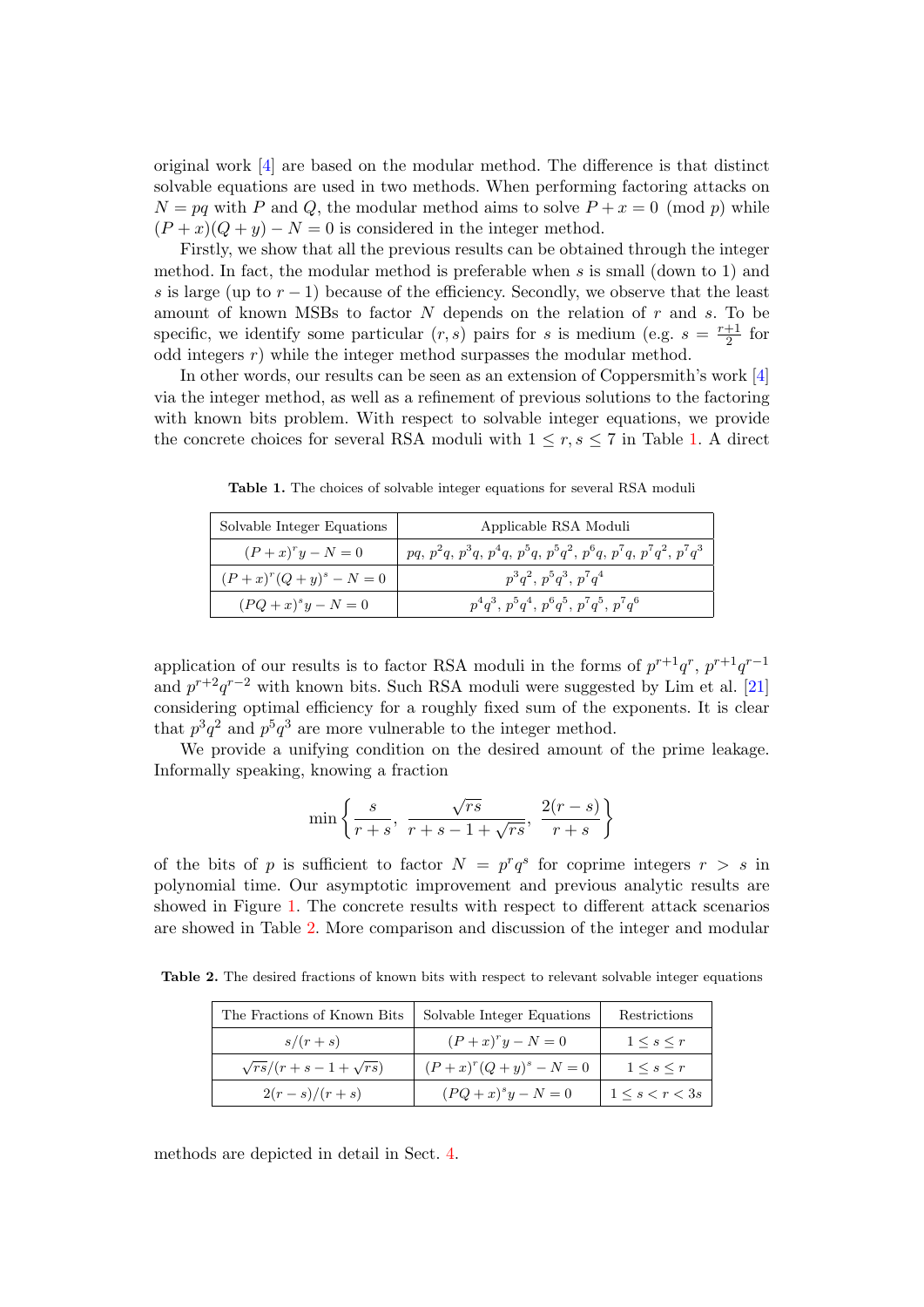original work [4] are based on the modular method. The difference is that distinct solvable equations are used in two methods. When performing factoring attacks on $N = pq$ with $P$ and $Q$, the modular method aims to solve $P + x = 0 \pmod{p}$ while $(P + x)(Q + y) - N = 0$ is considered in the integer method.

Firstly, we show that all the previous results can be obtained through the integer method. In fact, the modular method is preferable when $s$ is small (down to 1) and $s$ is large (up to $r - 1$) because of the efficiency. Secondly, we observe that the least amount of known MSBs to factor $N$ depends on the relation of $r$ and $s$. To be specific, we identify some particular $(r, s)$ pairs for $s$ is medium (e.g. $s = \frac{r+1}{2}$ for odd integers $r$) while the integer method surpasses the modular method.

In other words, our results can be seen as an extension of Coppersmith's work [4] via the integer method, as well as a refinement of previous solutions to the factoring with known bits problem. With respect to solvable integer equations, we provide the concrete choices for several RSA moduli with $1 \le r, s \le 7$ in Table 1. A direct

**Table 1.** The choices of solvable integer equations for several RSA moduli

| Solvable Integer Equations | Applicable RSA Moduli |
|---|---|
| $(P + x)^r y - N = 0$ | $pq$, $p^2q$, $p^3q$, $p^4q$, $p^5q$, $p^5q^2$, $p^6q$, $p^7q$, $p^7q^2$, $p^7q^3$ |
| $(P + x)^r (Q + y)^s - N = 0$ | $p^3q^2$, $p^5q^3$, $p^7q^4$ |
| $(PQ + x)^s y - N = 0$ | $p^4q^3$, $p^5q^4$, $p^6q^5$, $p^7q^5$, $p^7q^6$ |

application of our results is to factor RSA moduli in the forms of $p^{r+1}q^r$, $p^{r+1}q^{r-1}$ and $p^{r+2}q^{r-2}$ with known bits. Such RSA moduli were suggested by Lim et al. [21] considering optimal efficiency for a roughly fixed sum of the exponents. It is clear that $p^3q^2$ and $p^5q^3$ are more vulnerable to the integer method.

We provide a unifying condition on the desired amount of the prime leakage. Informally speaking, knowing a fraction

$$\min\left\{\frac{s}{r+s},\ \frac{\sqrt{rs}}{r+s-1+\sqrt{rs}},\ \frac{2(r-s)}{r+s}\right\}$$

of the bits of $p$ is sufficient to factor $N = p^r q^s$ for coprime integers $r > s$ in polynomial time. Our asymptotic improvement and previous analytic results are showed in Figure 1. The concrete results with respect to different attack scenarios are showed in Table 2. More comparison and discussion of the integer and modular methods are depicted in detail in Sect. 4.

**Table 2.** The desired fractions of known bits with respect to relevant solvable integer equations

| The Fractions of Known Bits | Solvable Integer Equations | Restrictions |
|---|---|---|
| $s/(r+s)$ | $(P + x)^r y - N = 0$ | $1 \le s \le r$ |
| $\sqrt{rs}/(r+s-1+\sqrt{rs})$ | $(P + x)^r (Q + y)^s - N = 0$ | $1 \le s \le r$ |
| $2(r-s)/(r+s)$ | $(PQ + x)^s y - N = 0$ | $1 \le s < r < 3s$ |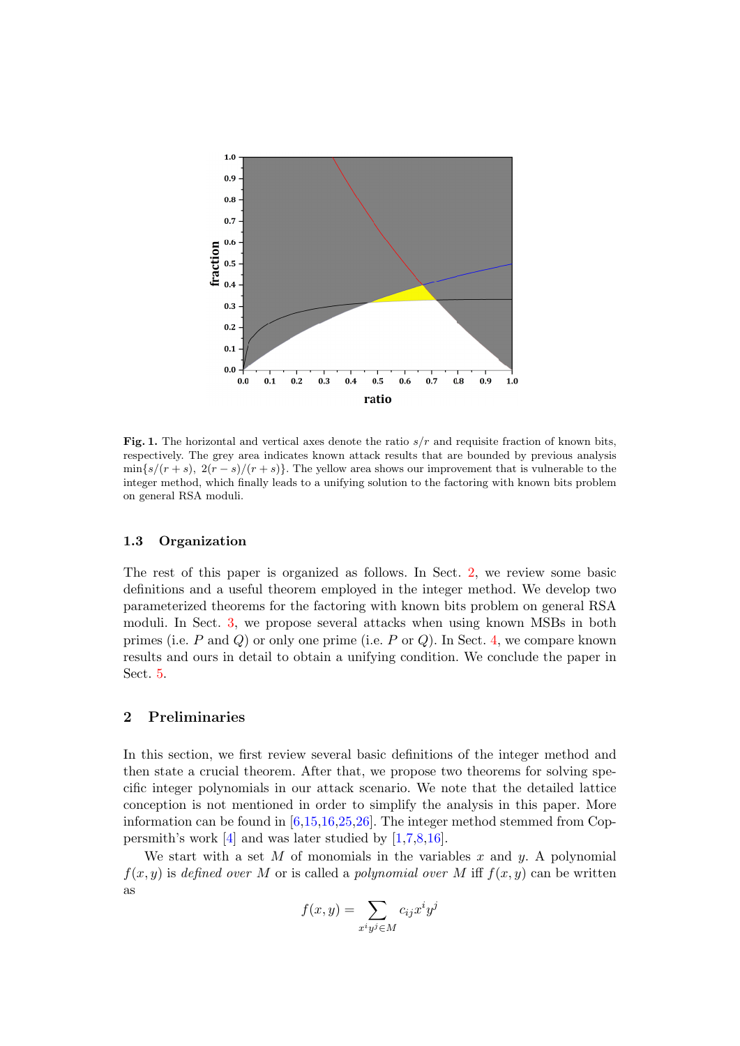**Fig. 1.** The horizontal and vertical axes denote the ratio $s/r$ and requisite fraction of known bits, respectively. The grey area indicates known attack results that are bounded by previous analysis $\min\{s/(r+s),\ 2(r-s)/(r+s)\}$. The yellow area shows our improvement that is vulnerable to the integer method, which finally leads to a unifying solution to the factoring with known bits problem on general RSA moduli.

### 1.3 Organization

The rest of this paper is organized as follows. In Sect. 2, we review some basic definitions and a useful theorem employed in the integer method. We develop two parameterized theorems for the factoring with known bits problem on general RSA moduli. In Sect. 3, we propose several attacks when using known MSBs in both primes (i.e. $P$ and $Q$) or only one prime (i.e. $P$ or $Q$). In Sect. 4, we compare known results and ours in detail to obtain a unifying condition. We conclude the paper in Sect. 5.

## 2 Preliminaries

In this section, we first review several basic definitions of the integer method and then state a crucial theorem. After that, we propose two theorems for solving specific integer polynomials in our attack scenario. We note that the detailed lattice conception is not mentioned in order to simplify the analysis in this paper. More information can be found in [6,15,16,25,26]. The integer method stemmed from Coppersmith's work [4] and was later studied by [1,7,8,16].

We start with a set $M$ of monomials in the variables $x$ and $y$. A polynomial $f(x,y)$ is *defined over* $M$ or is called a *polynomial over* $M$ iff $f(x,y)$ can be written as

$$f(x,y) = \sum_{x^i y^j \in M} c_{ij} x^i y^j$$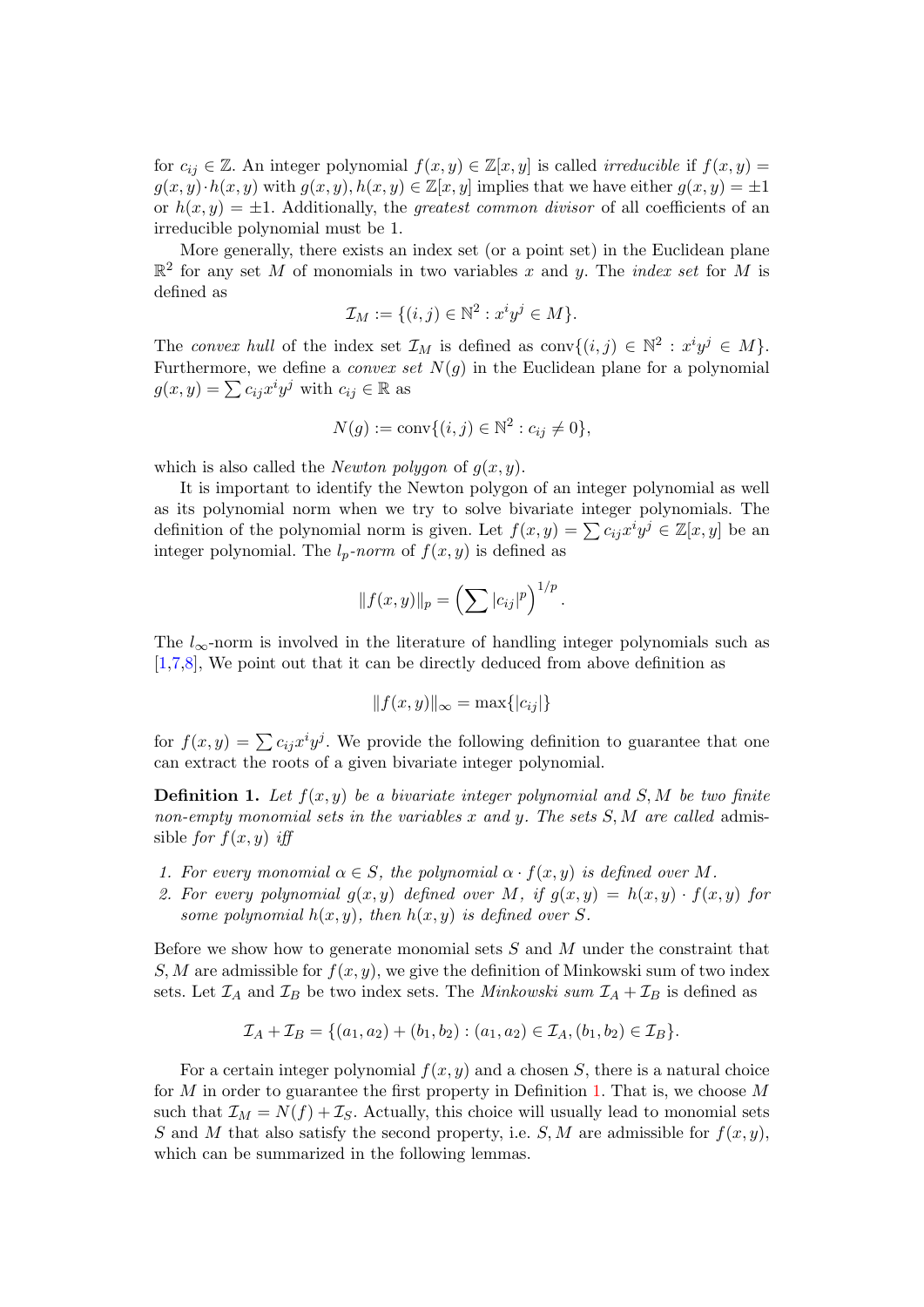for $c_{ij} \in \mathbb{Z}$. An integer polynomial $f(x, y) \in \mathbb{Z}[x, y]$ is called *irreducible* if $f(x, y) = g(x, y) \cdot h(x, y)$ with $g(x, y), h(x, y) \in \mathbb{Z}[x, y]$ implies that we have either $g(x, y) = \pm 1$ or $h(x, y) = \pm 1$. Additionally, the *greatest common divisor* of all coefficients of an irreducible polynomial must be 1.

More generally, there exists an index set (or a point set) in the Euclidean plane $\mathbb{R}^2$ for any set $M$ of monomials in two variables $x$ and $y$. The *index set* for $M$ is defined as

$$\mathcal{I}_M := \{(i, j) \in \mathbb{N}^2 : x^i y^j \in M\}.$$

The *convex hull* of the index set $\mathcal{I}_M$ is defined as $\text{conv}\{(i, j) \in \mathbb{N}^2 : x^i y^j \in M\}$. Furthermore, we define a *convex set* $N(g)$ in the Euclidean plane for a polynomial $g(x, y) = \sum c_{ij} x^i y^j$ with $c_{ij} \in \mathbb{R}$ as

$$N(g) := \text{conv}\{(i, j) \in \mathbb{N}^2 : c_{ij} \neq 0\},$$

which is also called the *Newton polygon* of $g(x, y)$.

It is important to identify the Newton polygon of an integer polynomial as well as its polynomial norm when we try to solve bivariate integer polynomials. The definition of the polynomial norm is given. Let $f(x, y) = \sum c_{ij} x^i y^j \in \mathbb{Z}[x, y]$ be an integer polynomial. The $l_p$*-norm* of $f(x, y)$ is defined as

$$\|f(x, y)\|_p = \left( \sum |c_{ij}|^p \right)^{1/p}.$$

The $l_\infty$-norm is involved in the literature of handling integer polynomials such as [1,7,8], We point out that it can be directly deduced from above definition as

$$\|f(x, y)\|_\infty = \max\{|c_{ij}|\}$$

for $f(x, y) = \sum c_{ij} x^i y^j$. We provide the following definition to guarantee that one can extract the roots of a given bivariate integer polynomial.

**Definition 1.** *Let $f(x, y)$ be a bivariate integer polynomial and $S, M$ be two finite non-empty monomial sets in the variables $x$ and $y$. The sets $S, M$ are called* admissible *for $f(x, y)$ iff*

1. *For every monomial $\alpha \in S$, the polynomial $\alpha \cdot f(x, y)$ is defined over $M$.*
2. *For every polynomial $g(x, y)$ defined over $M$, if $g(x, y) = h(x, y) \cdot f(x, y)$ for some polynomial $h(x, y)$, then $h(x, y)$ is defined over $S$.*

Before we show how to generate monomial sets $S$ and $M$ under the constraint that $S, M$ are admissible for $f(x, y)$, we give the definition of Minkowski sum of two index sets. Let $\mathcal{I}_A$ and $\mathcal{I}_B$ be two index sets. The *Minkowski sum* $\mathcal{I}_A + \mathcal{I}_B$ is defined as

$$\mathcal{I}_A + \mathcal{I}_B = \{(a_1, a_2) + (b_1, b_2) : (a_1, a_2) \in \mathcal{I}_A, (b_1, b_2) \in \mathcal{I}_B\}.$$

For a certain integer polynomial $f(x, y)$ and a chosen $S$, there is a natural choice for $M$ in order to guarantee the first property in Definition 1. That is, we choose $M$ such that $\mathcal{I}_M = N(f) + \mathcal{I}_S$. Actually, this choice will usually lead to monomial sets $S$ and $M$ that also satisfy the second property, i.e. $S, M$ are admissible for $f(x, y)$, which can be summarized in the following lemmas.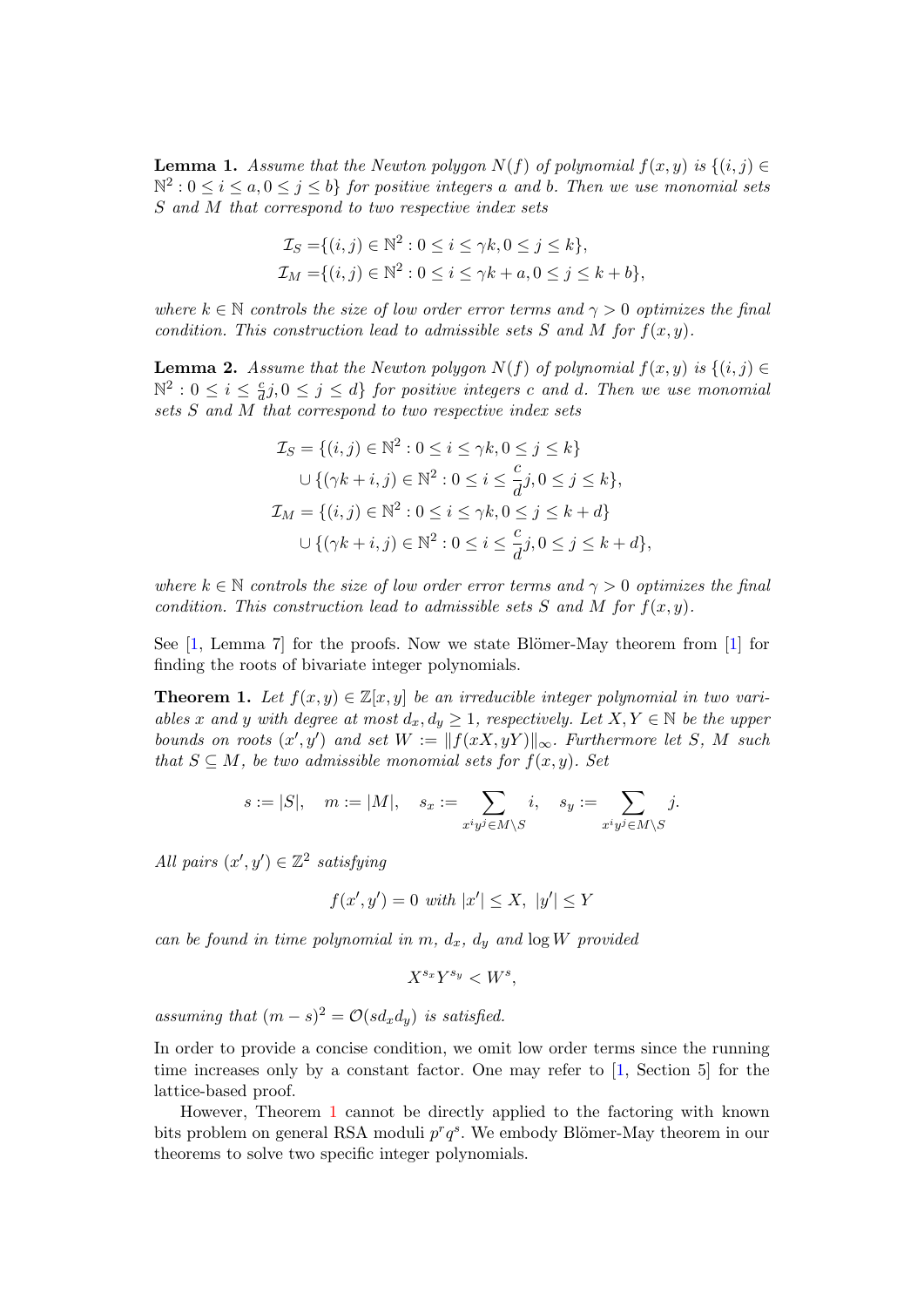**Lemma 1.** *Assume that the Newton polygon $N(f)$ of polynomial $f(x,y)$ is $\{(i,j) \in \mathbb{N}^2 : 0 \le i \le a, 0 \le j \le b\}$ for positive integers $a$ and $b$. Then we use monomial sets $S$ and $M$ that correspond to two respective index sets*

$$\begin{aligned}
\mathcal{I}_S =& \{(i,j) \in \mathbb{N}^2 : 0 \le i \le \gamma k, 0 \le j \le k\},\\
\mathcal{I}_M =& \{(i,j) \in \mathbb{N}^2 : 0 \le i \le \gamma k + a, 0 \le j \le k + b\},
\end{aligned}$$

*where $k \in \mathbb{N}$ controls the size of low order error terms and $\gamma > 0$ optimizes the final condition. This construction lead to admissible sets $S$ and $M$ for $f(x,y)$.*

**Lemma 2.** *Assume that the Newton polygon $N(f)$ of polynomial $f(x,y)$ is $\{(i,j) \in \mathbb{N}^2 : 0 \le i \le \frac{c}{d}j, 0 \le j \le d\}$ for positive integers $c$ and $d$. Then we use monomial sets $S$ and $M$ that correspond to two respective index sets*

$$\begin{aligned}
\mathcal{I}_S &= \{(i,j) \in \mathbb{N}^2 : 0 \le i \le \gamma k, 0 \le j \le k\}\\
&\quad \cup \{(\gamma k + i, j) \in \mathbb{N}^2 : 0 \le i \le \frac{c}{d}j, 0 \le j \le k\},\\
\mathcal{I}_M &= \{(i,j) \in \mathbb{N}^2 : 0 \le i \le \gamma k, 0 \le j \le k + d\}\\
&\quad \cup \{(\gamma k + i, j) \in \mathbb{N}^2 : 0 \le i \le \frac{c}{d}j, 0 \le j \le k + d\},
\end{aligned}$$

*where $k \in \mathbb{N}$ controls the size of low order error terms and $\gamma > 0$ optimizes the final condition. This construction lead to admissible sets $S$ and $M$ for $f(x,y)$.*

See [1, Lemma 7] for the proofs. Now we state Blömer-May theorem from [1] for finding the roots of bivariate integer polynomials.

**Theorem 1.** *Let $f(x,y) \in \mathbb{Z}[x,y]$ be an irreducible integer polynomial in two variables $x$ and $y$ with degree at most $d_x, d_y \ge 1$, respectively. Let $X, Y \in \mathbb{N}$ be the upper bounds on roots $(x', y')$ and set $W := \|f(xX, yY)\|_\infty$. Furthermore let $S$, $M$ such that $S \subseteq M$, be two admissible monomial sets for $f(x,y)$. Set*

$$s := |S|, \quad m := |M|, \quad s_x := \sum_{x^i y^j \in M \setminus S} i, \quad s_y := \sum_{x^i y^j \in M \setminus S} j.$$

*All pairs $(x', y') \in \mathbb{Z}^2$ satisfying*

$$f(x', y') = 0 \text{ with } |x'| \le X, \ |y'| \le Y$$

*can be found in time polynomial in $m$, $d_x$, $d_y$ and $\log W$ provided*

$$X^{s_x} Y^{s_y} < W^s,$$

*assuming that $(m-s)^2 = \mathcal{O}(s d_x d_y)$ is satisfied.*

In order to provide a concise condition, we omit low order terms since the running time increases only by a constant factor. One may refer to [1, Section 5] for the lattice-based proof.

However, Theorem 1 cannot be directly applied to the factoring with known bits problem on general RSA moduli $p^r q^s$. We embody Blömer-May theorem in our theorems to solve two specific integer polynomials.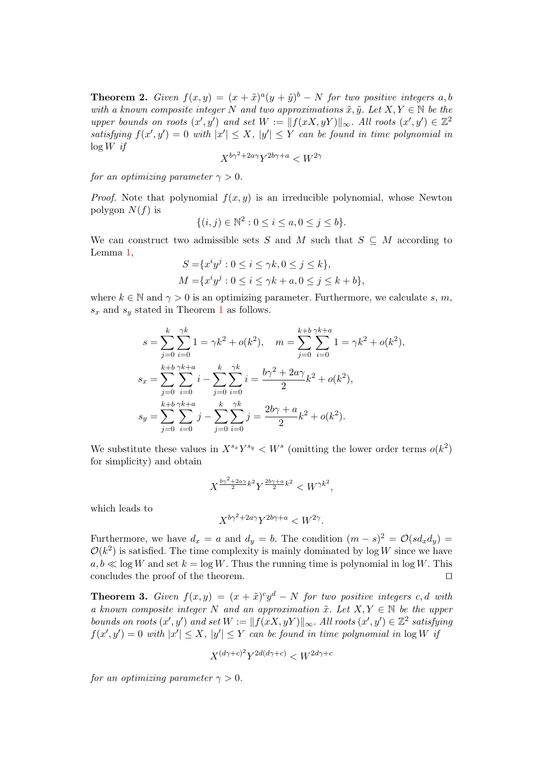**Theorem 2.** *Given $f(x, y) = (x + \tilde{x})^a(y + \tilde{y})^b - N$ for two positive integers $a, b$ with a known composite integer $N$ and two approximations $\tilde{x}, \tilde{y}$. Let $X, Y \in \mathbb{N}$ be the upper bounds on roots $(x', y')$ and set $W := \|f(xX, yY)\|_\infty$. All roots $(x', y') \in \mathbb{Z}^2$ satisfying $f(x', y') = 0$ with $|x'| \leq X$, $|y'| \leq Y$ can be found in time polynomial in $\log W$ if*

$$X^{b\gamma^2+2a\gamma}Y^{2b\gamma+a} < W^{2\gamma}$$

*for an optimizing parameter $\gamma > 0$.*

*Proof.* Note that polynomial $f(x, y)$ is an irreducible polynomial, whose Newton polygon $N(f)$ is

$$\{(i, j) \in \mathbb{N}^2 : 0 \leq i \leq a, 0 \leq j \leq b\}.$$

We can construct two admissible sets $S$ and $M$ such that $S \subseteq M$ according to Lemma 1,

$$S = \{x^i y^j : 0 \leq i \leq \gamma k, 0 \leq j \leq k\},$$
$$M = \{x^i y^j : 0 \leq i \leq \gamma k + a, 0 \leq j \leq k + b\},$$

where $k \in \mathbb{N}$ and $\gamma > 0$ is an optimizing parameter. Furthermore, we calculate $s$, $m$, $s_x$ and $s_y$ stated in Theorem 1 as follows.

$$s = \sum_{j=0}^{k}\sum_{i=0}^{\gamma k} 1 = \gamma k^2 + o(k^2), \quad m = \sum_{j=0}^{k+b}\sum_{i=0}^{\gamma k+a} 1 = \gamma k^2 + o(k^2),$$

$$s_x = \sum_{j=0}^{k+b}\sum_{i=0}^{\gamma k+a} i - \sum_{j=0}^{k}\sum_{i=0}^{\gamma k} i = \frac{b\gamma^2 + 2a\gamma}{2}k^2 + o(k^2),$$

$$s_y = \sum_{j=0}^{k+b}\sum_{i=0}^{\gamma k+a} j - \sum_{j=0}^{k}\sum_{i=0}^{\gamma k} j = \frac{2b\gamma + a}{2}k^2 + o(k^2).$$

We substitute these values in $X^{s_x}Y^{s_y} < W^s$ (omitting the lower order terms $o(k^2)$ for simplicity) and obtain

$$X^{\frac{b\gamma^2+2a\gamma}{2}k^2}Y^{\frac{2b\gamma+a}{2}k^2} < W^{\gamma k^2},$$

which leads to

$$X^{b\gamma^2+2a\gamma}Y^{2b\gamma+a} < W^{2\gamma}.$$

Furthermore, we have $d_x = a$ and $d_y = b$. The condition $(m - s)^2 = \mathcal{O}(sd_xd_y) = \mathcal{O}(k^2)$ is satisfied. The time complexity is mainly dominated by $\log W$ since we have $a, b \ll \log W$ and set $k = \log W$. Thus the running time is polynomial in $\log W$. This concludes the proof of the theorem. $\square$

**Theorem 3.** *Given $f(x, y) = (x + \tilde{x})^c y^d - N$ for two positive integers $c, d$ with a known composite integer $N$ and an approximation $\tilde{x}$. Let $X, Y \in \mathbb{N}$ be the upper bounds on roots $(x', y')$ and set $W := \|f(xX, yY)\|_\infty$. All roots $(x', y') \in \mathbb{Z}^2$ satisfying $f(x', y') = 0$ with $|x'| \leq X$, $|y'| \leq Y$ can be found in time polynomial in $\log W$ if*

$$X^{(d\gamma+c)^2}Y^{2d(d\gamma+c)} < W^{2d\gamma+c}$$

*for an optimizing parameter $\gamma > 0$.*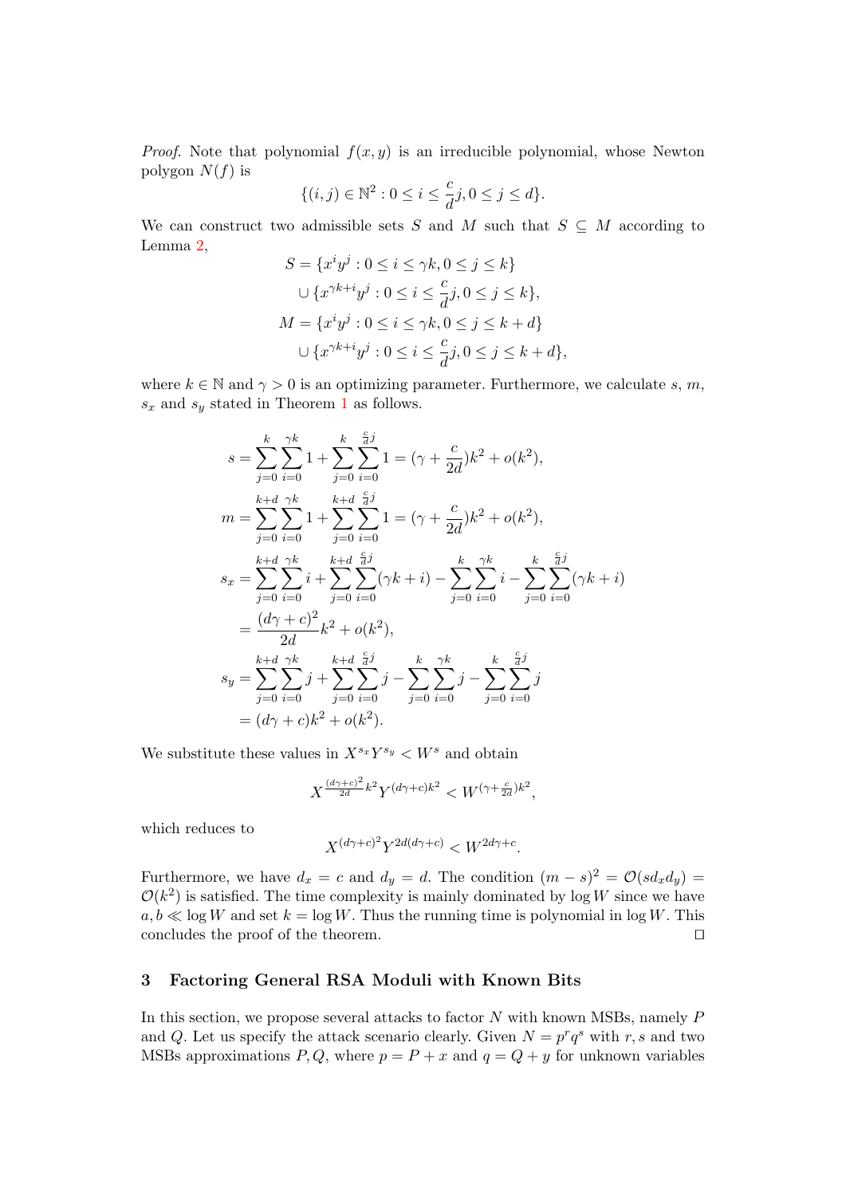*Proof.* Note that polynomial $f(x, y)$ is an irreducible polynomial, whose Newton polygon $N(f)$ is

$$\{(i,j) \in \mathbb{N}^2 : 0 \le i \le \frac{c}{d}j, 0 \le j \le d\}.$$

We can construct two admissible sets $S$ and $M$ such that $S \subseteq M$ according to Lemma 2,

$$\begin{aligned}
S &= \{x^i y^j : 0 \le i \le \gamma k, 0 \le j \le k\} \\
&\cup \{x^{\gamma k + i} y^j : 0 \le i \le \frac{c}{d}j, 0 \le j \le k\}, \\
M &= \{x^i y^j : 0 \le i \le \gamma k, 0 \le j \le k + d\} \\
&\cup \{x^{\gamma k + i} y^j : 0 \le i \le \frac{c}{d}j, 0 \le j \le k + d\},
\end{aligned}$$

where $k \in \mathbb{N}$ and $\gamma > 0$ is an optimizing parameter. Furthermore, we calculate $s$, $m$, $s_x$ and $s_y$ stated in Theorem 1 as follows.

$$\begin{aligned}
s &= \sum_{j=0}^{k} \sum_{i=0}^{\gamma k} 1 + \sum_{j=0}^{k} \sum_{i=0}^{\frac{c}{d}j} 1 = (\gamma + \frac{c}{2d})k^2 + o(k^2), \\
m &= \sum_{j=0}^{k+d} \sum_{i=0}^{\gamma k} 1 + \sum_{j=0}^{k+d} \sum_{i=0}^{\frac{c}{d}j} 1 = (\gamma + \frac{c}{2d})k^2 + o(k^2), \\
s_x &= \sum_{j=0}^{k+d} \sum_{i=0}^{\gamma k} i + \sum_{j=0}^{k+d} \sum_{i=0}^{\frac{c}{d}j} (\gamma k + i) - \sum_{j=0}^{k} \sum_{i=0}^{\gamma k} i - \sum_{j=0}^{k} \sum_{i=0}^{\frac{c}{d}j} (\gamma k + i) \\
&= \frac{(d\gamma + c)^2}{2d} k^2 + o(k^2), \\
s_y &= \sum_{j=0}^{k+d} \sum_{i=0}^{\gamma k} j + \sum_{j=0}^{k+d} \sum_{i=0}^{\frac{c}{d}j} j - \sum_{j=0}^{k} \sum_{i=0}^{\gamma k} j - \sum_{j=0}^{k} \sum_{i=0}^{\frac{c}{d}j} j \\
&= (d\gamma + c)k^2 + o(k^2).
\end{aligned}$$

We substitute these values in $X^{s_x} Y^{s_y} < W^s$ and obtain

$$X^{\frac{(d\gamma+c)^2}{2d}k^2} Y^{(d\gamma+c)k^2} < W^{(\gamma + \frac{c}{2d})k^2},$$

which reduces to

$$X^{(d\gamma+c)^2} Y^{2d(d\gamma+c)} < W^{2d\gamma+c}.$$

Furthermore, we have $d_x = c$ and $d_y = d$. The condition $(m - s)^2 = \mathcal{O}(s d_x d_y) = \mathcal{O}(k^2)$ is satisfied. The time complexity is mainly dominated by $\log W$ since we have $a, b \ll \log W$ and set $k = \log W$. Thus the running time is polynomial in $\log W$. This concludes the proof of the theorem. □

## 3 Factoring General RSA Moduli with Known Bits

In this section, we propose several attacks to factor $N$ with known MSBs, namely $P$ and $Q$. Let us specify the attack scenario clearly. Given $N = p^r q^s$ with $r, s$ and two MSBs approximations $P, Q$, where $p = P + x$ and $q = Q + y$ for unknown variables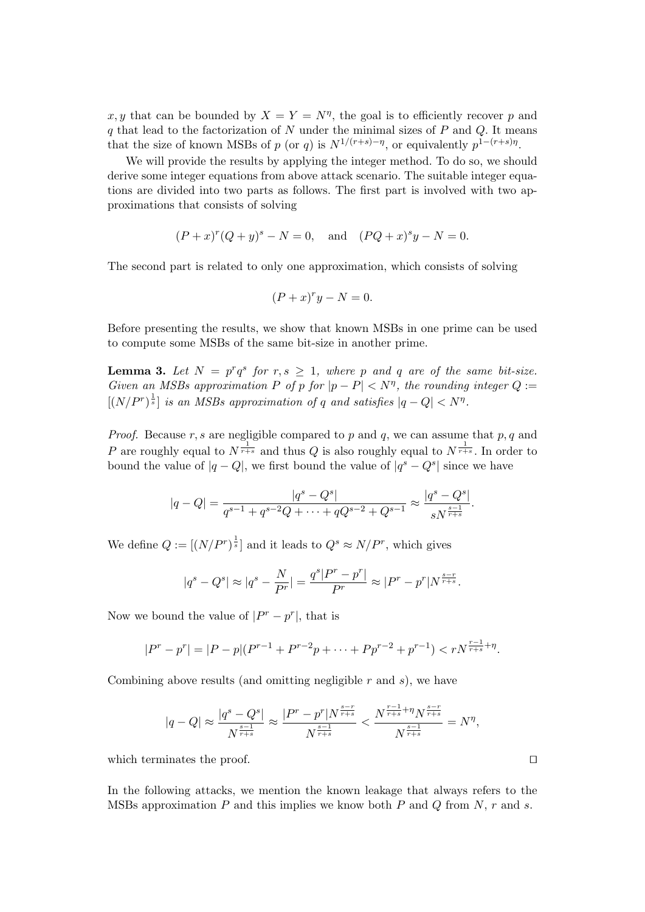$x, y$ that can be bounded by $X = Y = N^{\eta}$, the goal is to efficiently recover $p$ and $q$ that lead to the factorization of $N$ under the minimal sizes of $P$ and $Q$. It means that the size of known MSBs of $p$ (or $q$) is $N^{1/(r+s)-\eta}$, or equivalently $p^{1-(r+s)\eta}$.

We will provide the results by applying the integer method. To do so, we should derive some integer equations from above attack scenario. The suitable integer equations are divided into two parts as follows. The first part is involved with two approximations that consists of solving

$$(P + x)^r (Q + y)^s - N = 0, \quad \text{and} \quad (PQ + x)^s y - N = 0.$$

The second part is related to only one approximation, which consists of solving

$$(P + x)^r y - N = 0.$$

Before presenting the results, we show that known MSBs in one prime can be used to compute some MSBs of the same bit-size in another prime.

**Lemma 3.** *Let $N = p^r q^s$ for $r, s \geq 1$, where $p$ and $q$ are of the same bit-size. Given an MSBs approximation $P$ of $p$ for $|p - P| < N^{\eta}$, the rounding integer $Q := [(N/P^r)^{\frac{1}{s}}]$ is an MSBs approximation of $q$ and satisfies $|q - Q| < N^{\eta}$.*

*Proof.* Because $r, s$ are negligible compared to $p$ and $q$, we can assume that $p, q$ and $P$ are roughly equal to $N^{\frac{1}{r+s}}$ and thus $Q$ is also roughly equal to $N^{\frac{1}{r+s}}$. In order to bound the value of $|q - Q|$, we first bound the value of $|q^s - Q^s|$ since we have

$$|q - Q| = \frac{|q^s - Q^s|}{q^{s-1} + q^{s-2}Q + \cdots + qQ^{s-2} + Q^{s-1}} \approx \frac{|q^s - Q^s|}{sN^{\frac{s-1}{r+s}}}.$$

We define $Q := [(N/P^r)^{\frac{1}{s}}]$ and it leads to $Q^s \approx N/P^r$, which gives

$$|q^s - Q^s| \approx |q^s - \frac{N}{P^r}| = \frac{q^s |P^r - p^r|}{P^r} \approx |P^r - p^r| N^{\frac{s-r}{r+s}}.$$

Now we bound the value of $|P^r - p^r|$, that is

$$|P^r - p^r| = |P - p|(P^{r-1} + P^{r-2}p + \cdots + Pp^{r-2} + p^{r-1}) < rN^{\frac{r-1}{r+s}+\eta}.$$

Combining above results (and omitting negligible $r$ and $s$), we have

$$|q - Q| \approx \frac{|q^s - Q^s|}{N^{\frac{s-1}{r+s}}} \approx \frac{|P^r - p^r| N^{\frac{s-r}{r+s}}}{N^{\frac{s-1}{r+s}}} < \frac{N^{\frac{r-1}{r+s}+\eta} N^{\frac{s-r}{r+s}}}{N^{\frac{s-1}{r+s}}} = N^{\eta},$$

which terminates the proof. $\square$

In the following attacks, we mention the known leakage that always refers to the MSBs approximation $P$ and this implies we know both $P$ and $Q$ from $N$, $r$ and $s$.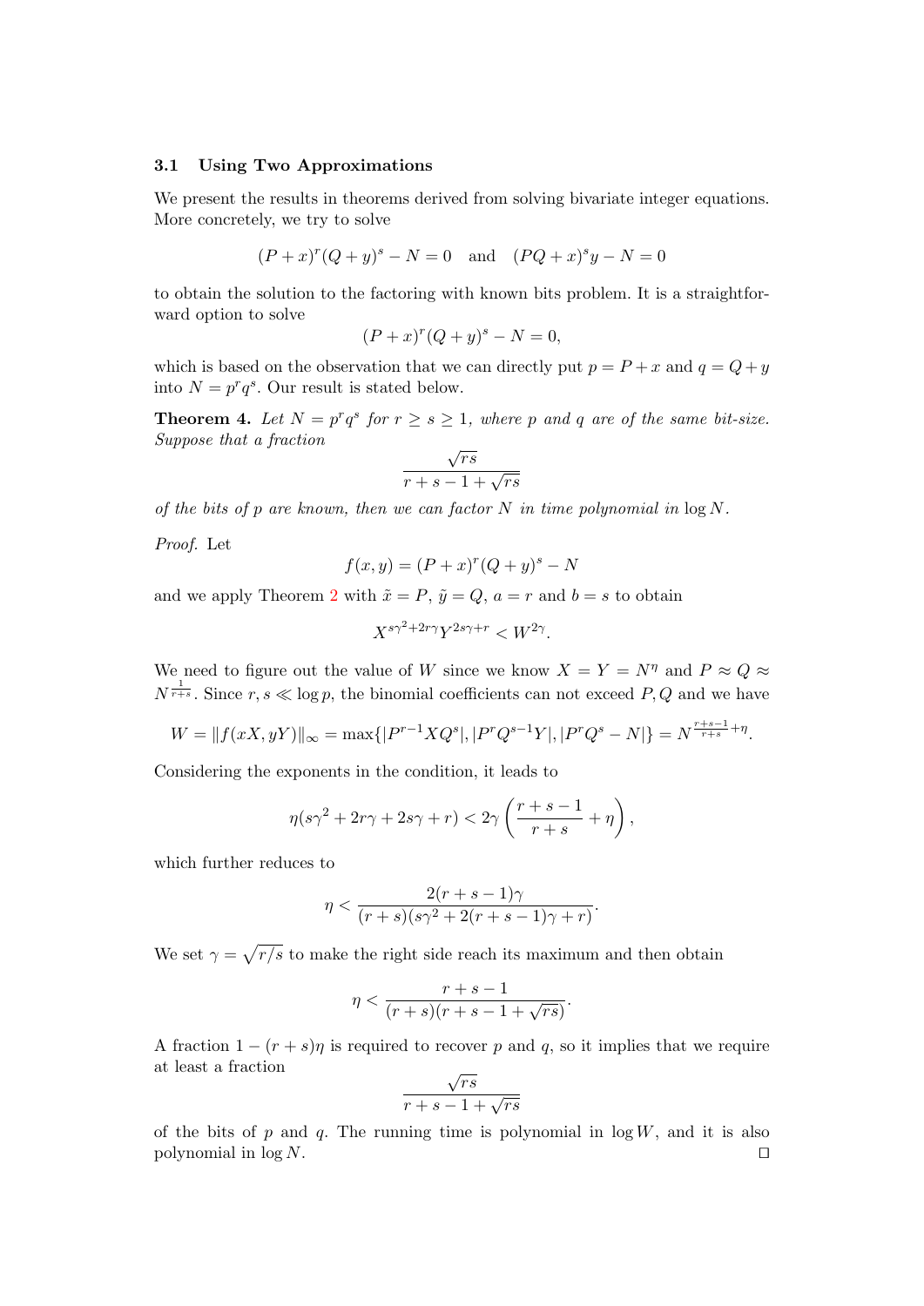### 3.1 Using Two Approximations

We present the results in theorems derived from solving bivariate integer equations. More concretely, we try to solve

$$(P+x)^r(Q+y)^s - N = 0 \quad \text{and} \quad (PQ+x)^s y - N = 0$$

to obtain the solution to the factoring with known bits problem. It is a straightforward option to solve

$$(P+x)^r(Q+y)^s - N = 0,$$

which is based on the observation that we can directly put $p = P + x$ and $q = Q + y$ into $N = p^r q^s$. Our result is stated below.

**Theorem 4.** *Let $N = p^r q^s$ for $r \geq s \geq 1$, where $p$ and $q$ are of the same bit-size. Suppose that a fraction*

$$\frac{\sqrt{rs}}{r+s-1+\sqrt{rs}}$$

*of the bits of $p$ are known, then we can factor $N$ in time polynomial in $\log N$.*

*Proof.* Let

$$f(x,y) = (P+x)^r(Q+y)^s - N$$

and we apply Theorem 2 with $\tilde{x} = P$, $\tilde{y} = Q$, $a = r$ and $b = s$ to obtain

$$X^{s\gamma^2+2r\gamma}Y^{2s\gamma+r} < W^{2\gamma}.$$

We need to figure out the value of $W$ since we know $X = Y = N^\eta$ and $P \approx Q \approx N^{\frac{1}{r+s}}$. Since $r, s \ll \log p$, the binomial coefficients can not exceed $P, Q$ and we have

$$W = \|f(xX, yY)\|_\infty = \max\{|P^{r-1}XQ^s|, |P^rQ^{s-1}Y|, |P^rQ^s - N|\} = N^{\frac{r+s-1}{r+s}+\eta}.$$

Considering the exponents in the condition, it leads to

$$\eta(s\gamma^2 + 2r\gamma + 2s\gamma + r) < 2\gamma\left(\frac{r+s-1}{r+s} + \eta\right),$$

which further reduces to

$$\eta < \frac{2(r+s-1)\gamma}{(r+s)(s\gamma^2 + 2(r+s-1)\gamma + r)}.$$

We set $\gamma = \sqrt{r/s}$ to make the right side reach its maximum and then obtain

$$\eta < \frac{r+s-1}{(r+s)(r+s-1+\sqrt{rs})}.$$

A fraction $1 - (r+s)\eta$ is required to recover $p$ and $q$, so it implies that we require at least a fraction

$$\frac{\sqrt{rs}}{r+s-1+\sqrt{rs}}$$

of the bits of $p$ and $q$. The running time is polynomial in $\log W$, and it is also polynomial in $\log N$. $\square$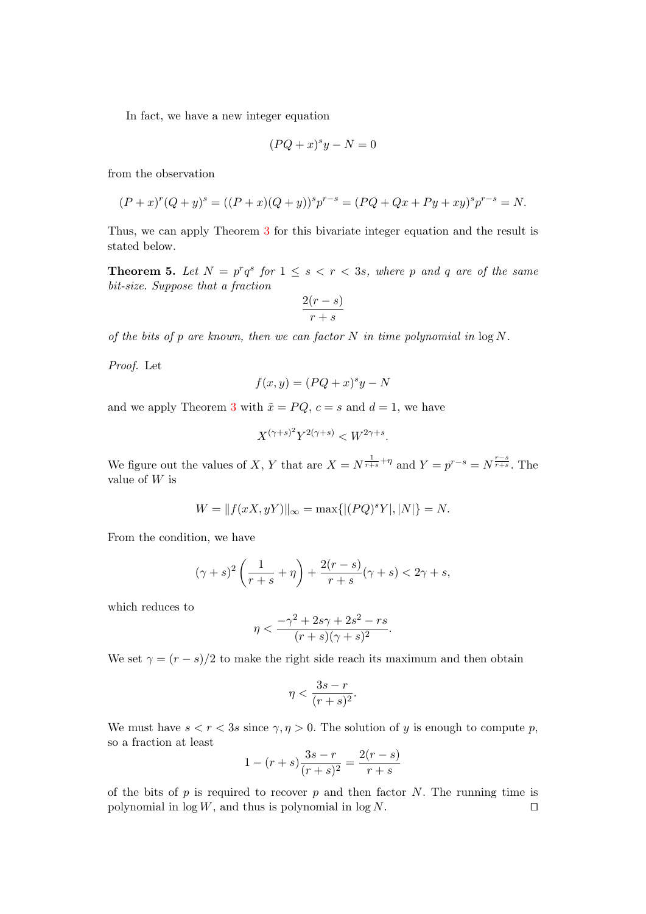In fact, we have a new integer equation

$$(PQ + x)^s y - N = 0$$

from the observation

$$(P + x)^r (Q + y)^s = ((P + x)(Q + y))^s p^{r-s} = (PQ + Qx + Py + xy)^s p^{r-s} = N.$$

Thus, we can apply Theorem 3 for this bivariate integer equation and the result is stated below.

**Theorem 5.** *Let $N = p^r q^s$ for $1 \leq s < r < 3s$, where $p$ and $q$ are of the same bit-size. Suppose that a fraction*

$$\frac{2(r-s)}{r+s}$$

*of the bits of $p$ are known, then we can factor $N$ in time polynomial in $\log N$.*

*Proof.* Let

$$f(x, y) = (PQ + x)^s y - N$$

and we apply Theorem 3 with $\tilde{x} = PQ$, $c = s$ and $d = 1$, we have

$$X^{(\gamma+s)^2} Y^{2(\gamma+s)} < W^{2\gamma+s}.$$

We figure out the values of $X$, $Y$ that are $X = N^{\frac{1}{r+s}+\eta}$ and $Y = p^{r-s} = N^{\frac{r-s}{r+s}}$. The value of $W$ is

$$W = \|f(xX, yY)\|_\infty = \max\{|(PQ)^s Y|, |N|\} = N.$$

From the condition, we have

$$(\gamma + s)^2 \left( \frac{1}{r+s} + \eta \right) + \frac{2(r-s)}{r+s}(\gamma + s) < 2\gamma + s,$$

which reduces to

$$\eta < \frac{-\gamma^2 + 2s\gamma + 2s^2 - rs}{(r+s)(\gamma+s)^2}.$$

We set $\gamma = (r - s)/2$ to make the right side reach its maximum and then obtain

$$\eta < \frac{3s - r}{(r+s)^2}.$$

We must have $s < r < 3s$ since $\gamma, \eta > 0$. The solution of $y$ is enough to compute $p$, so a fraction at least

$$1 - (r+s)\frac{3s-r}{(r+s)^2} = \frac{2(r-s)}{r+s}$$

of the bits of $p$ is required to recover $p$ and then factor $N$. The running time is polynomial in $\log W$, and thus is polynomial in $\log N$. ◻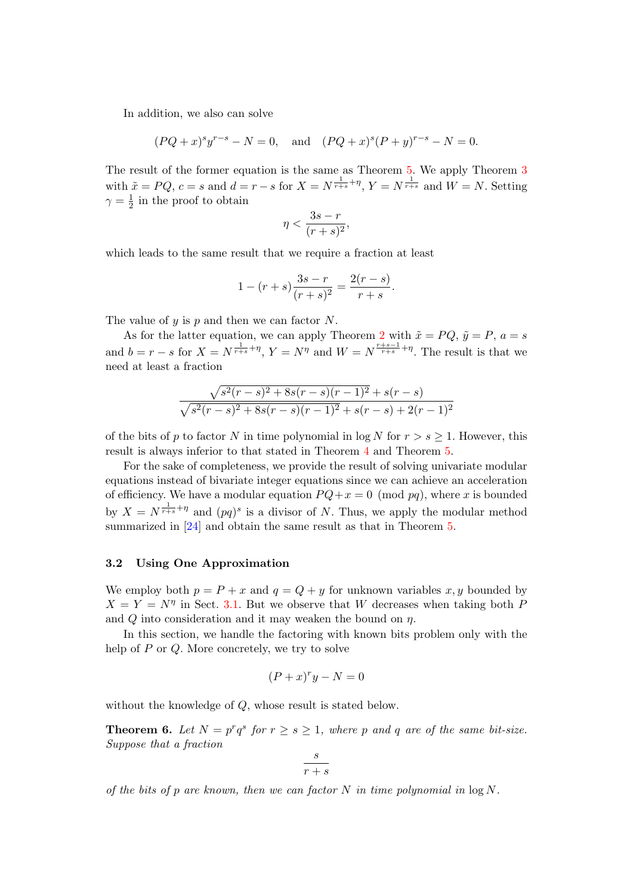In addition, we also can solve

$$(PQ+x)^s y^{r-s} - N = 0, \quad \text{and} \quad (PQ+x)^s (P+y)^{r-s} - N = 0.$$

The result of the former equation is the same as Theorem 5. We apply Theorem 3 with $\tilde{x} = PQ$, $c = s$ and $d = r - s$ for $X = N^{\frac{1}{r+s}+\eta}$, $Y = N^{\frac{1}{r+s}}$ and $W = N$. Setting $\gamma = \frac{1}{2}$ in the proof to obtain

$$\eta < \frac{3s-r}{(r+s)^2},$$

which leads to the same result that we require a fraction at least

$$1 - (r+s)\frac{3s-r}{(r+s)^2} = \frac{2(r-s)}{r+s}.$$

The value of $y$ is $p$ and then we can factor $N$.

As for the latter equation, we can apply Theorem 2 with $\tilde{x} = PQ$, $\tilde{y} = P$, $a = s$ and $b = r - s$ for $X = N^{\frac{1}{r+s}+\eta}$, $Y = N^{\eta}$ and $W = N^{\frac{r+s-1}{r+s}+\eta}$. The result is that we need at least a fraction

$$\frac{\sqrt{s^2(r-s)^2 + 8s(r-s)(r-1)^2} + s(r-s)}{\sqrt{s^2(r-s)^2 + 8s(r-s)(r-1)^2} + s(r-s) + 2(r-1)^2}$$

of the bits of $p$ to factor $N$ in time polynomial in $\log N$ for $r > s \geq 1$. However, this result is always inferior to that stated in Theorem 4 and Theorem 5.

For the sake of completeness, we provide the result of solving univariate modular equations instead of bivariate integer equations since we can achieve an acceleration of efficiency. We have a modular equation $PQ + x = 0 \pmod{pq}$, where $x$ is bounded by $X = N^{\frac{1}{r+s}+\eta}$ and $(pq)^s$ is a divisor of $N$. Thus, we apply the modular method summarized in [24] and obtain the same result as that in Theorem 5.

### 3.2 Using One Approximation

We employ both $p = P + x$ and $q = Q + y$ for unknown variables $x, y$ bounded by $X = Y = N^{\eta}$ in Sect. 3.1. But we observe that $W$ decreases when taking both $P$ and $Q$ into consideration and it may weaken the bound on $\eta$.

In this section, we handle the factoring with known bits problem only with the help of $P$ or $Q$. More concretely, we try to solve

$$(P+x)^r y - N = 0$$

without the knowledge of $Q$, whose result is stated below.

**Theorem 6.** *Let $N = p^r q^s$ for $r \geq s \geq 1$, where $p$ and $q$ are of the same bit-size. Suppose that a fraction*

$$\frac{s}{r+s}$$

*of the bits of $p$ are known, then we can factor $N$ in time polynomial in $\log N$.*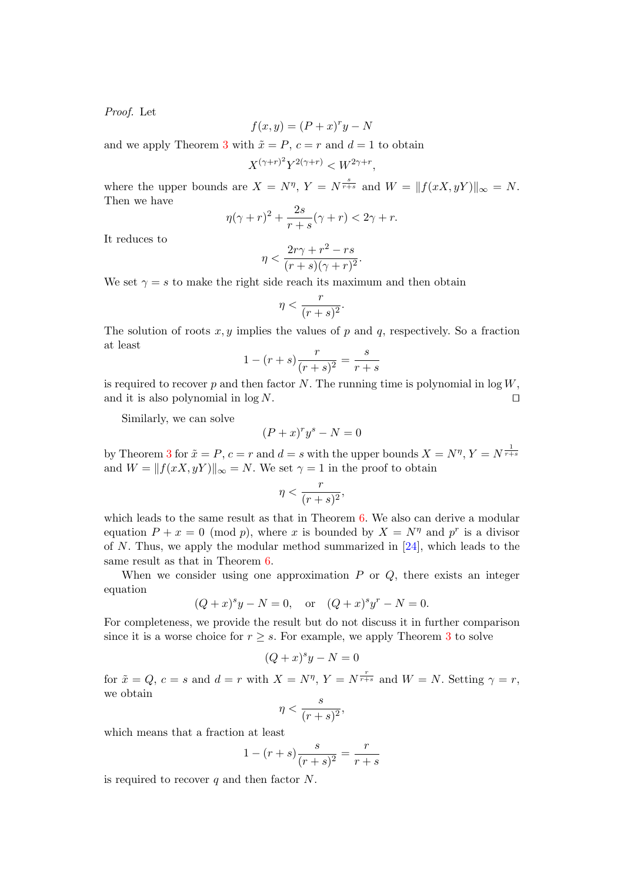*Proof.* Let

$$f(x,y) = (P+x)^r y - N$$

and we apply Theorem 3 with $\tilde{x} = P$, $c = r$ and $d = 1$ to obtain

$$X^{(\gamma+r)^2} Y^{2(\gamma+r)} < W^{2\gamma+r},$$

where the upper bounds are $X = N^{\eta}$, $Y = N^{\frac{s}{r+s}}$ and $W = \|f(xX, yY)\|_\infty = N$. Then we have

$$\eta(\gamma+r)^2 + \frac{2s}{r+s}(\gamma+r) < 2\gamma + r.$$

It reduces to

$$\eta < \frac{2r\gamma + r^2 - rs}{(r+s)(\gamma+r)^2}.$$

We set $\gamma = s$ to make the right side reach its maximum and then obtain

$$\eta < \frac{r}{(r+s)^2}.$$

The solution of roots $x, y$ implies the values of $p$ and $q$, respectively. So a fraction at least

$$1 - (r+s)\frac{r}{(r+s)^2} = \frac{s}{r+s}$$

is required to recover $p$ and then factor $N$. The running time is polynomial in $\log W$, and it is also polynomial in $\log N$. □

Similarly, we can solve

$$(P+x)^r y^s - N = 0$$

by Theorem 3 for $\tilde{x} = P$, $c = r$ and $d = s$ with the upper bounds $X = N^{\eta}$, $Y = N^{\frac{1}{r+s}}$ and $W = \|f(xX, yY)\|_\infty = N$. We set $\gamma = 1$ in the proof to obtain

$$\eta < \frac{r}{(r+s)^2},$$

which leads to the same result as that in Theorem 6. We also can derive a modular equation $P + x = 0 \pmod{p}$, where $x$ is bounded by $X = N^{\eta}$ and $p^r$ is a divisor of $N$. Thus, we apply the modular method summarized in [24], which leads to the same result as that in Theorem 6.

When we consider using one approximation $P$ or $Q$, there exists an integer equation

$$(Q+x)^s y - N = 0, \quad \text{or} \quad (Q+x)^s y^r - N = 0.$$

For completeness, we provide the result but do not discuss it in further comparison since it is a worse choice for $r \geq s$. For example, we apply Theorem 3 to solve

$$(Q+x)^s y - N = 0$$

for $\tilde{x} = Q$, $c = s$ and $d = r$ with $X = N^{\eta}$, $Y = N^{\frac{r}{r+s}}$ and $W = N$. Setting $\gamma = r$, we obtain

$$\eta < \frac{s}{(r+s)^2},$$

which means that a fraction at least

$$1 - (r+s)\frac{s}{(r+s)^2} = \frac{r}{r+s}$$

is required to recover $q$ and then factor $N$.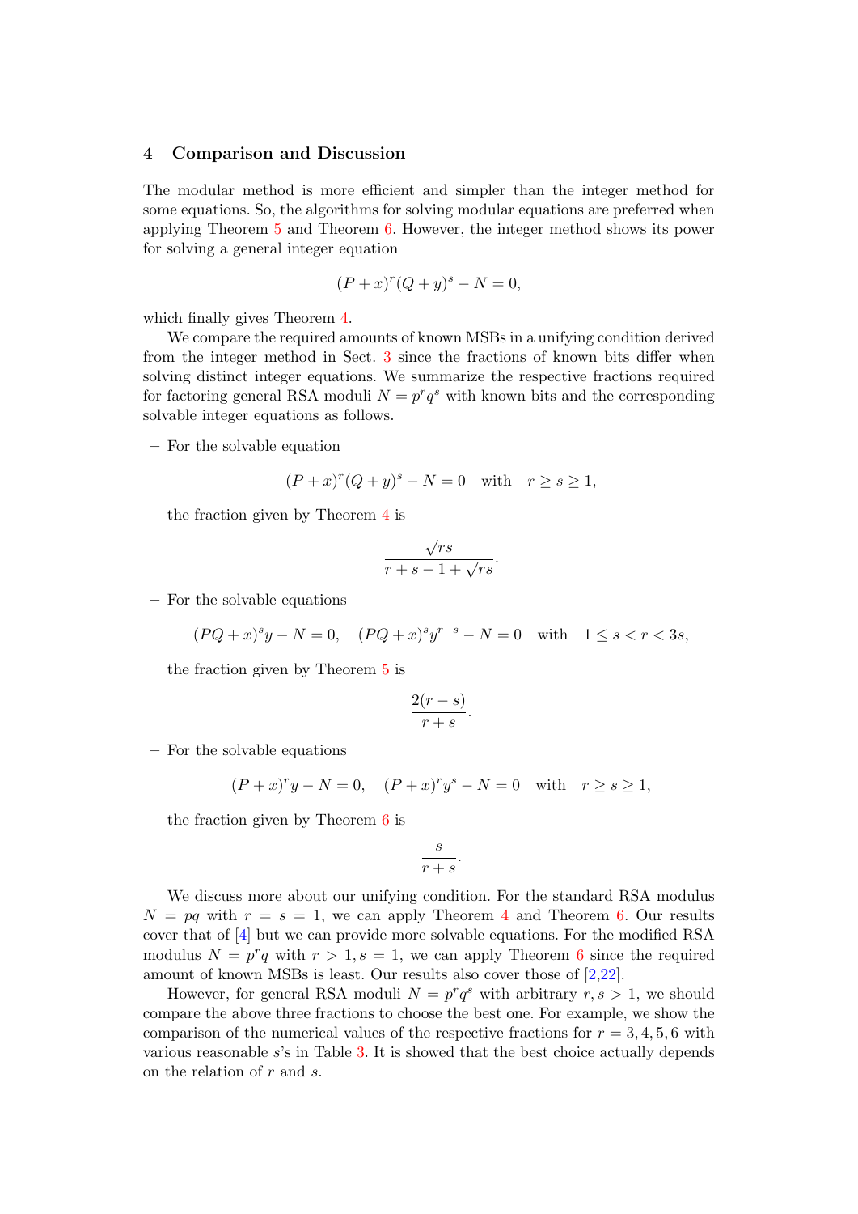## 4 Comparison and Discussion

The modular method is more efficient and simpler than the integer method for some equations. So, the algorithms for solving modular equations are preferred when applying Theorem 5 and Theorem 6. However, the integer method shows its power for solving a general integer equation

$$(P+x)^r(Q+y)^s - N = 0,$$

which finally gives Theorem 4.

We compare the required amounts of known MSBs in a unifying condition derived from the integer method in Sect. 3 since the fractions of known bits differ when solving distinct integer equations. We summarize the respective fractions required for factoring general RSA moduli $N = p^r q^s$ with known bits and the corresponding solvable integer equations as follows.

- For the solvable equation

$$(P+x)^r(Q+y)^s - N = 0 \quad \text{with} \quad r \geq s \geq 1,$$

  the fraction given by Theorem 4 is

$$\frac{\sqrt{rs}}{r+s-1+\sqrt{rs}}.$$

- For the solvable equations

$$(PQ+x)^s y - N = 0, \quad (PQ+x)^s y^{r-s} - N = 0 \quad \text{with} \quad 1 \leq s < r < 3s,$$

  the fraction given by Theorem 5 is

$$\frac{2(r-s)}{r+s}.$$

- For the solvable equations

$$(P+x)^r y - N = 0, \quad (P+x)^r y^s - N = 0 \quad \text{with} \quad r \geq s \geq 1,$$

  the fraction given by Theorem 6 is

$$\frac{s}{r+s}.$$

We discuss more about our unifying condition. For the standard RSA modulus $N = pq$ with $r = s = 1$, we can apply Theorem 4 and Theorem 6. Our results cover that of [4] but we can provide more solvable equations. For the modified RSA modulus $N = p^r q$ with $r > 1, s = 1$, we can apply Theorem 6 since the required amount of known MSBs is least. Our results also cover those of [2,22].

However, for general RSA moduli $N = p^r q^s$ with arbitrary $r, s > 1$, we should compare the above three fractions to choose the best one. For example, we show the comparison of the numerical values of the respective fractions for $r = 3, 4, 5, 6$ with various reasonable $s$'s in Table 3. It is showed that the best choice actually depends on the relation of $r$ and $s$.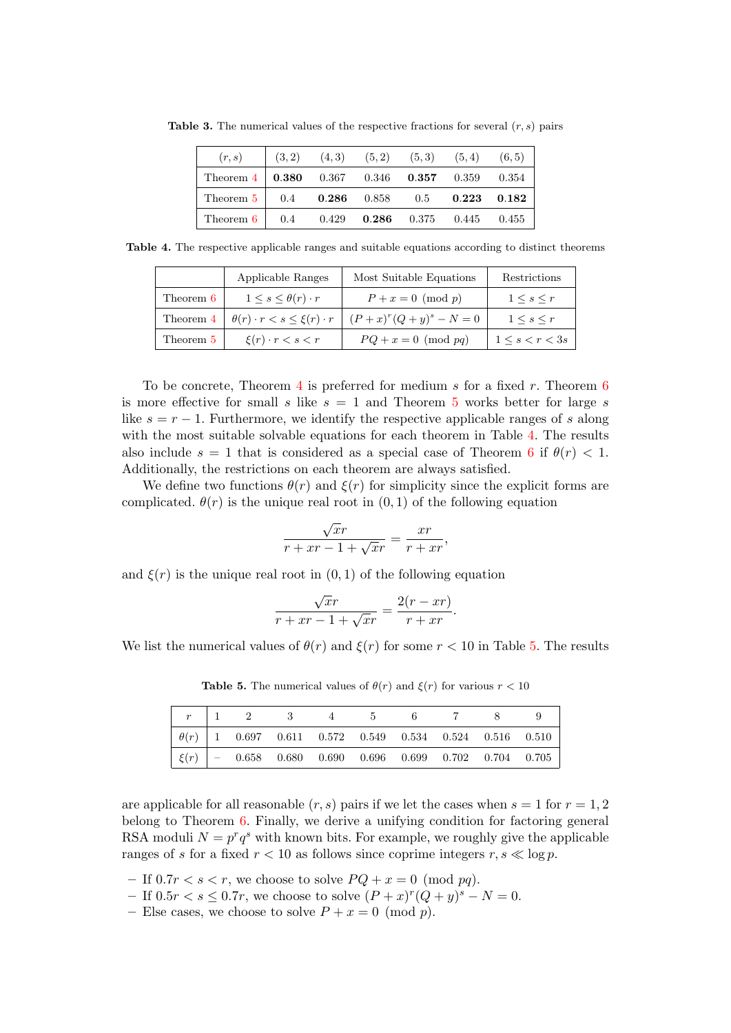**Table 3.** The numerical values of the respective fractions for several $(r, s)$ pairs

| $(r, s)$ | $(3, 2)$ | $(4, 3)$ | $(5, 2)$ | $(5, 3)$ | $(5, 4)$ | $(6, 5)$ |
|---|---|---|---|---|---|---|
| Theorem 4 | **0.380** | 0.367 | 0.346 | **0.357** | 0.359 | 0.354 |
| Theorem 5 | 0.4 | **0.286** | 0.858 | 0.5 | **0.223** | **0.182** |
| Theorem 6 | 0.4 | 0.429 | **0.286** | 0.375 | 0.445 | 0.455 |

**Table 4.** The respective applicable ranges and suitable equations according to distinct theorems

| | Applicable Ranges | Most Suitable Equations | Restrictions |
|---|---|---|---|
| Theorem 6 | $1 \leq s \leq \theta(r) \cdot r$ | $P + x = 0 \pmod p$ | $1 \leq s \leq r$ |
| Theorem 4 | $\theta(r) \cdot r < s \leq \xi(r) \cdot r$ | $(P + x)^r (Q + y)^s - N = 0$ | $1 \leq s \leq r$ |
| Theorem 5 | $\xi(r) \cdot r < s < r$ | $PQ + x = 0 \pmod{pq}$ | $1 \leq s < r < 3s$ |

To be concrete, Theorem 4 is preferred for medium $s$ for a fixed $r$. Theorem 6 is more effective for small $s$ like $s = 1$ and Theorem 5 works better for large $s$ like $s = r - 1$. Furthermore, we identify the respective applicable ranges of $s$ along with the most suitable solvable equations for each theorem in Table 4. The results also include $s = 1$ that is considered as a special case of Theorem 6 if $\theta(r) < 1$. Additionally, the restrictions on each theorem are always satisfied.

We define two functions $\theta(r)$ and $\xi(r)$ for simplicity since the explicit forms are complicated. $\theta(r)$ is the unique real root in $(0, 1)$ of the following equation

$$\frac{\sqrt{x}r}{r + xr - 1 + \sqrt{x}r} = \frac{xr}{r + xr},$$

and $\xi(r)$ is the unique real root in $(0, 1)$ of the following equation

$$\frac{\sqrt{x}r}{r + xr - 1 + \sqrt{x}r} = \frac{2(r - xr)}{r + xr}.$$

We list the numerical values of $\theta(r)$ and $\xi(r)$ for some $r < 10$ in Table 5. The results

**Table 5.** The numerical values of $\theta(r)$ and $\xi(r)$ for various $r < 10$

| $r$ | 1 | 2 | 3 | 4 | 5 | 6 | 7 | 8 | 9 |
|---|---|---|---|---|---|---|---|---|---|
| $\theta(r)$ | 1 | 0.697 | 0.611 | 0.572 | 0.549 | 0.534 | 0.524 | 0.516 | 0.510 |
| $\xi(r)$ | – | 0.658 | 0.680 | 0.690 | 0.696 | 0.699 | 0.702 | 0.704 | 0.705 |

are applicable for all reasonable $(r, s)$ pairs if we let the cases when $s = 1$ for $r = 1, 2$ belong to Theorem 6. Finally, we derive a unifying condition for factoring general RSA moduli $N = p^r q^s$ with known bits. For example, we roughly give the applicable ranges of $s$ for a fixed $r < 10$ as follows since coprime integers $r, s \ll \log p$.

- If $0.7r < s < r$, we choose to solve $PQ + x = 0 \pmod{pq}$.
- If $0.5r < s \leq 0.7r$, we choose to solve $(P + x)^r (Q + y)^s - N = 0$.
- Else cases, we choose to solve $P + x = 0 \pmod p$.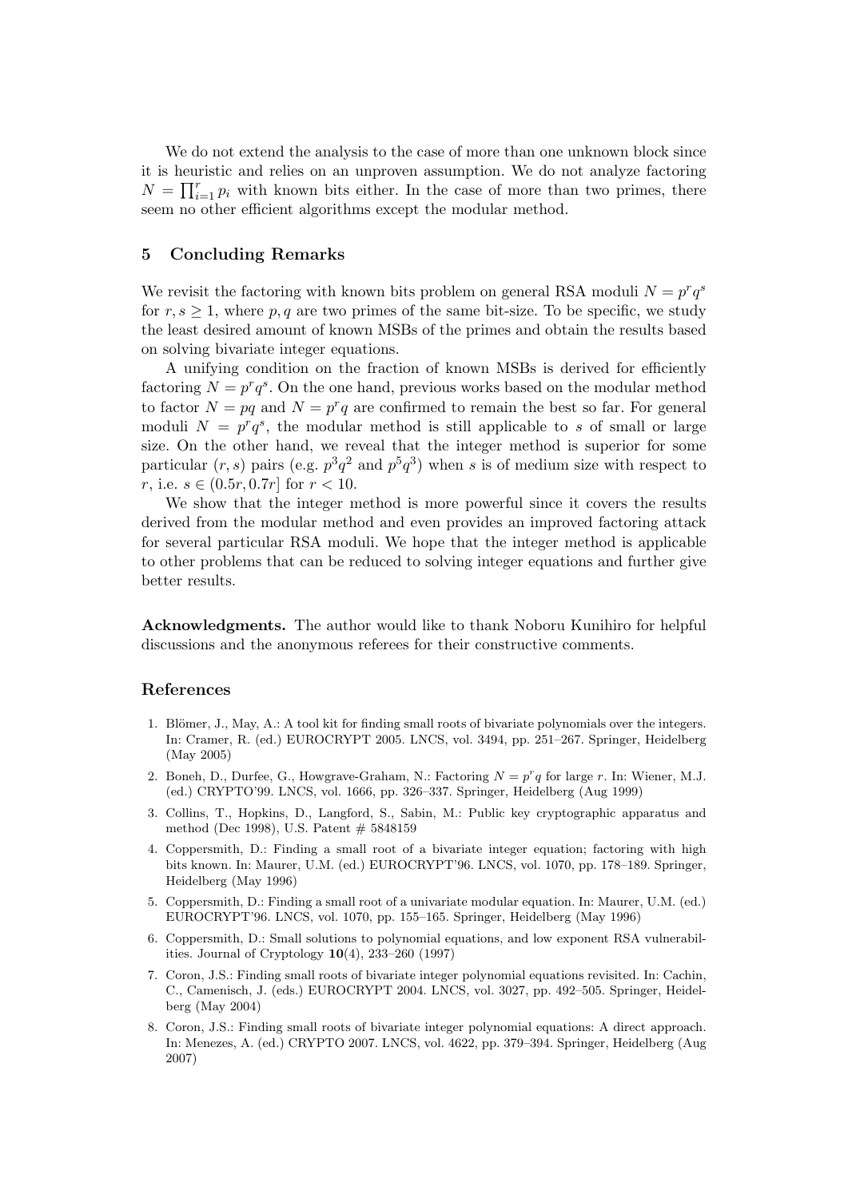We do not extend the analysis to the case of more than one unknown block since it is heuristic and relies on an unproven assumption. We do not analyze factoring $N = \prod_{i=1}^{r} p_i$ with known bits either. In the case of more than two primes, there seem no other efficient algorithms except the modular method.

## 5 Concluding Remarks

We revisit the factoring with known bits problem on general RSA moduli $N = p^r q^s$ for $r, s \geq 1$, where $p, q$ are two primes of the same bit-size. To be specific, we study the least desired amount of known MSBs of the primes and obtain the results based on solving bivariate integer equations.

A unifying condition on the fraction of known MSBs is derived for efficiently factoring $N = p^r q^s$. On the one hand, previous works based on the modular method to factor $N = pq$ and $N = p^r q$ are confirmed to remain the best so far. For general moduli $N = p^r q^s$, the modular method is still applicable to $s$ of small or large size. On the other hand, we reveal that the integer method is superior for some particular $(r, s)$ pairs (e.g. $p^3 q^2$ and $p^5 q^3$) when $s$ is of medium size with respect to $r$, i.e. $s \in (0.5r, 0.7r]$ for $r < 10$.

We show that the integer method is more powerful since it covers the results derived from the modular method and even provides an improved factoring attack for several particular RSA moduli. We hope that the integer method is applicable to other problems that can be reduced to solving integer equations and further give better results.

**Acknowledgments.** The author would like to thank Noboru Kunihiro for helpful discussions and the anonymous referees for their constructive comments.

## References

1. Blömer, J., May, A.: A tool kit for finding small roots of bivariate polynomials over the integers. In: Cramer, R. (ed.) EUROCRYPT 2005. LNCS, vol. 3494, pp. 251–267. Springer, Heidelberg (May 2005)
2. Boneh, D., Durfee, G., Howgrave-Graham, N.: Factoring $N = p^r q$ for large $r$. In: Wiener, M.J. (ed.) CRYPTO'99. LNCS, vol. 1666, pp. 326–337. Springer, Heidelberg (Aug 1999)
3. Collins, T., Hopkins, D., Langford, S., Sabin, M.: Public key cryptographic apparatus and method (Dec 1998), U.S. Patent # 5848159
4. Coppersmith, D.: Finding a small root of a bivariate integer equation; factoring with high bits known. In: Maurer, U.M. (ed.) EUROCRYPT'96. LNCS, vol. 1070, pp. 178–189. Springer, Heidelberg (May 1996)
5. Coppersmith, D.: Finding a small root of a univariate modular equation. In: Maurer, U.M. (ed.) EUROCRYPT'96. LNCS, vol. 1070, pp. 155–165. Springer, Heidelberg (May 1996)
6. Coppersmith, D.: Small solutions to polynomial equations, and low exponent RSA vulnerabilities. Journal of Cryptology **10**(4), 233–260 (1997)
7. Coron, J.S.: Finding small roots of bivariate integer polynomial equations revisited. In: Cachin, C., Camenisch, J. (eds.) EUROCRYPT 2004. LNCS, vol. 3027, pp. 492–505. Springer, Heidelberg (May 2004)
8. Coron, J.S.: Finding small roots of bivariate integer polynomial equations: A direct approach. In: Menezes, A. (ed.) CRYPTO 2007. LNCS, vol. 4622, pp. 379–394. Springer, Heidelberg (Aug 2007)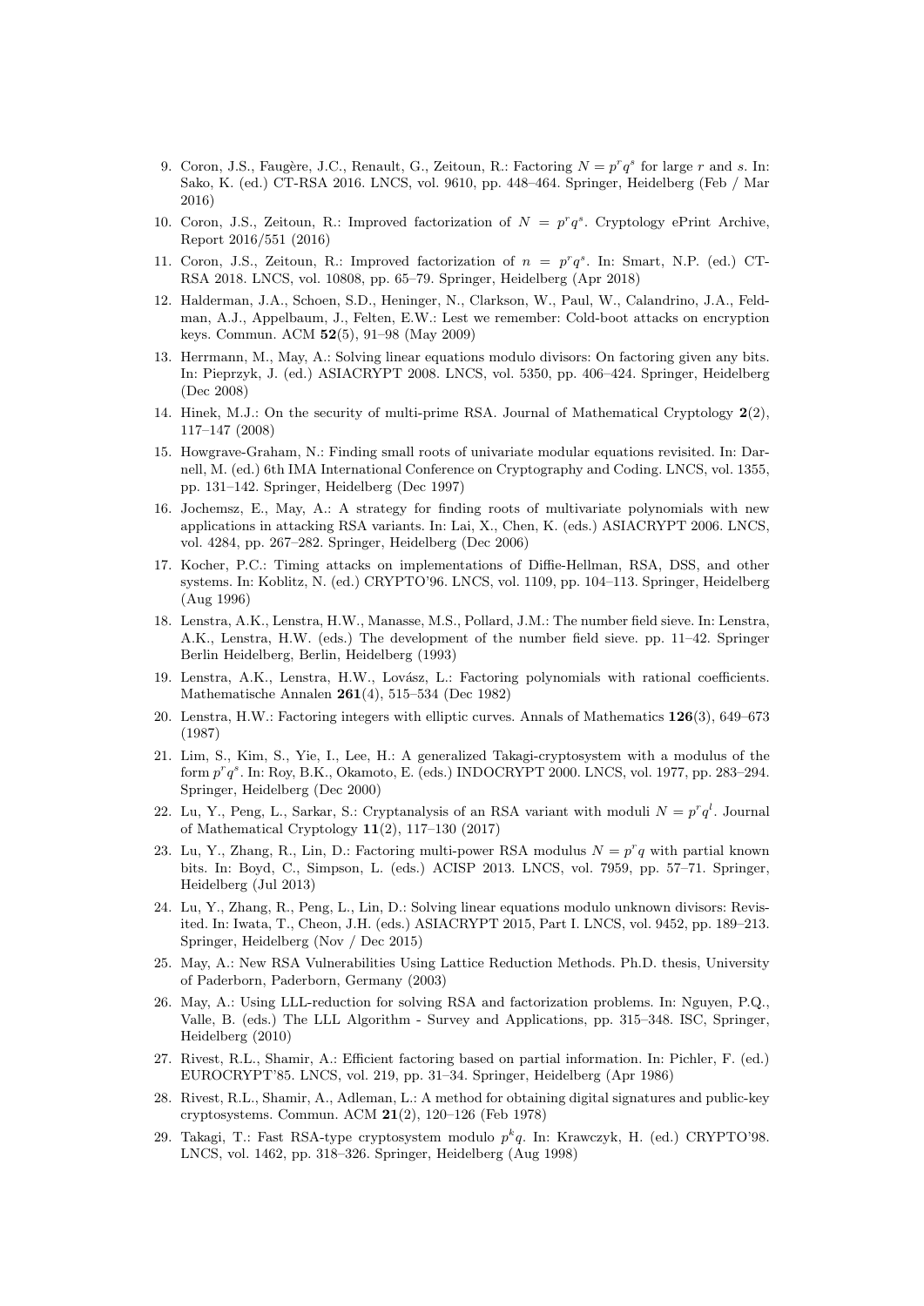9. Coron, J.S., Faugère, J.C., Renault, G., Zeitoun, R.: Factoring $N = p^r q^s$ for large $r$ and $s$. In: Sako, K. (ed.) CT-RSA 2016. LNCS, vol. 9610, pp. 448–464. Springer, Heidelberg (Feb / Mar 2016)
10. Coron, J.S., Zeitoun, R.: Improved factorization of $N = p^r q^s$. Cryptology ePrint Archive, Report 2016/551 (2016)
11. Coron, J.S., Zeitoun, R.: Improved factorization of $n = p^r q^s$. In: Smart, N.P. (ed.) CT-RSA 2018. LNCS, vol. 10808, pp. 65–79. Springer, Heidelberg (Apr 2018)
12. Halderman, J.A., Schoen, S.D., Heninger, N., Clarkson, W., Paul, W., Calandrino, J.A., Feldman, A.J., Appelbaum, J., Felten, E.W.: Lest we remember: Cold-boot attacks on encryption keys. Commun. ACM **52**(5), 91–98 (May 2009)
13. Herrmann, M., May, A.: Solving linear equations modulo divisors: On factoring given any bits. In: Pieprzyk, J. (ed.) ASIACRYPT 2008. LNCS, vol. 5350, pp. 406–424. Springer, Heidelberg (Dec 2008)
14. Hinek, M.J.: On the security of multi-prime RSA. Journal of Mathematical Cryptology **2**(2), 117–147 (2008)
15. Howgrave-Graham, N.: Finding small roots of univariate modular equations revisited. In: Darnell, M. (ed.) 6th IMA International Conference on Cryptography and Coding. LNCS, vol. 1355, pp. 131–142. Springer, Heidelberg (Dec 1997)
16. Jochemsz, E., May, A.: A strategy for finding roots of multivariate polynomials with new applications in attacking RSA variants. In: Lai, X., Chen, K. (eds.) ASIACRYPT 2006. LNCS, vol. 4284, pp. 267–282. Springer, Heidelberg (Dec 2006)
17. Kocher, P.C.: Timing attacks on implementations of Diffie-Hellman, RSA, DSS, and other systems. In: Koblitz, N. (ed.) CRYPTO'96. LNCS, vol. 1109, pp. 104–113. Springer, Heidelberg (Aug 1996)
18. Lenstra, A.K., Lenstra, H.W., Manasse, M.S., Pollard, J.M.: The number field sieve. In: Lenstra, A.K., Lenstra, H.W. (eds.) The development of the number field sieve. pp. 11–42. Springer Berlin Heidelberg, Berlin, Heidelberg (1993)
19. Lenstra, A.K., Lenstra, H.W., Lovász, L.: Factoring polynomials with rational coefficients. Mathematische Annalen **261**(4), 515–534 (Dec 1982)
20. Lenstra, H.W.: Factoring integers with elliptic curves. Annals of Mathematics **126**(3), 649–673 (1987)
21. Lim, S., Kim, S., Yie, I., Lee, H.: A generalized Takagi-cryptosystem with a modulus of the form $p^r q^s$. In: Roy, B.K., Okamoto, E. (eds.) INDOCRYPT 2000. LNCS, vol. 1977, pp. 283–294. Springer, Heidelberg (Dec 2000)
22. Lu, Y., Peng, L., Sarkar, S.: Cryptanalysis of an RSA variant with moduli $N = p^r q^l$. Journal of Mathematical Cryptology **11**(2), 117–130 (2017)
23. Lu, Y., Zhang, R., Lin, D.: Factoring multi-power RSA modulus $N = p^r q$ with partial known bits. In: Boyd, C., Simpson, L. (eds.) ACISP 2013. LNCS, vol. 7959, pp. 57–71. Springer, Heidelberg (Jul 2013)
24. Lu, Y., Zhang, R., Peng, L., Lin, D.: Solving linear equations modulo unknown divisors: Revisited. In: Iwata, T., Cheon, J.H. (eds.) ASIACRYPT 2015, Part I. LNCS, vol. 9452, pp. 189–213. Springer, Heidelberg (Nov / Dec 2015)
25. May, A.: New RSA Vulnerabilities Using Lattice Reduction Methods. Ph.D. thesis, University of Paderborn, Paderborn, Germany (2003)
26. May, A.: Using LLL-reduction for solving RSA and factorization problems. In: Nguyen, P.Q., Valle, B. (eds.) The LLL Algorithm - Survey and Applications, pp. 315–348. ISC, Springer, Heidelberg (2010)
27. Rivest, R.L., Shamir, A.: Efficient factoring based on partial information. In: Pichler, F. (ed.) EUROCRYPT'85. LNCS, vol. 219, pp. 31–34. Springer, Heidelberg (Apr 1986)
28. Rivest, R.L., Shamir, A., Adleman, L.: A method for obtaining digital signatures and public-key cryptosystems. Commun. ACM **21**(2), 120–126 (Feb 1978)
29. Takagi, T.: Fast RSA-type cryptosystem modulo $p^k q$. In: Krawczyk, H. (ed.) CRYPTO'98. LNCS, vol. 1462, pp. 318–326. Springer, Heidelberg (Aug 1998)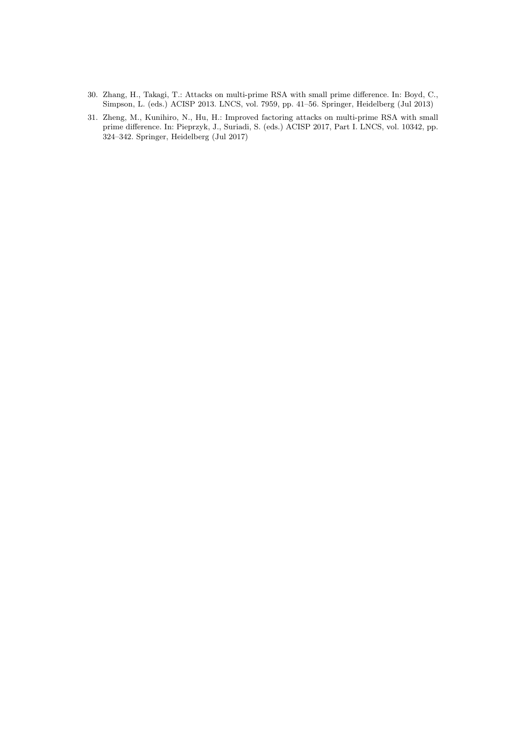30. Zhang, H., Takagi, T.: Attacks on multi-prime RSA with small prime difference. In: Boyd, C., Simpson, L. (eds.) ACISP 2013. LNCS, vol. 7959, pp. 41–56. Springer, Heidelberg (Jul 2013)
31. Zheng, M., Kunihiro, N., Hu, H.: Improved factoring attacks on multi-prime RSA with small prime difference. In: Pieprzyk, J., Suriadi, S. (eds.) ACISP 2017, Part I. LNCS, vol. 10342, pp. 324–342. Springer, Heidelberg (Jul 2017)